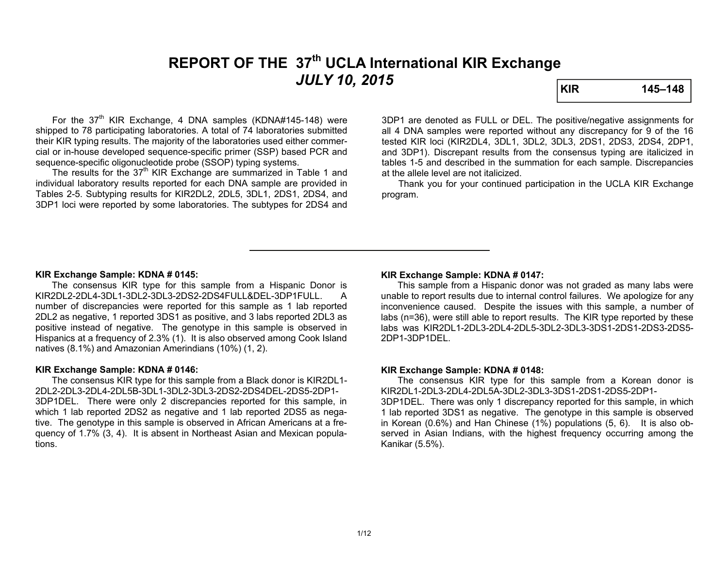# REPORT OF THE 37th UCLA International KIR Exchange
## *JULY 10, 2015*

**KIR 145–148**

For the 37th KIR Exchange, 4 DNA samples (KDNA#145-148) were shipped to 78 participating laboratories. A total of 74 laboratories submitted their KIR typing results. The majority of the laboratories used either commercial or in-house developed sequence-specific primer (SSP) based PCR and sequence-specific oligonucleotide probe (SSOP) typing systems.

The results for the 37th KIR Exchange are summarized in Table 1 and individual laboratory results reported for each DNA sample are provided in Tables 2-5. Subtyping results for KIR2DL2, 2DL5, 3DL1, 2DS1, 2DS4, and 3DP1 loci were reported by some laboratories. The subtypes for 2DS4 and 3DP1 are denoted as FULL or DEL. The positive/negative assignments for all 4 DNA samples were reported without any discrepancy for 9 of the 16 tested KIR loci (KIR2DL4, 3DL1, 3DL2, 3DL3, 2DS1, 2DS3, 2DS4, 2DP1, and 3DP1). Discrepant results from the consensus typing are italicized in tables 1-5 and described in the summation for each sample. Discrepancies at the allele level are not italicized.

Thank you for your continued participation in the UCLA KIR Exchange program.

---

**KIR Exchange Sample: KDNA # 0145:**

The consensus KIR type for this sample from a Hispanic Donor is KIR2DL2-2DL4-3DL1-3DL2-3DL3-2DS2-2DS4FULL&DEL-3DP1FULL. A number of discrepancies were reported for this sample as 1 lab reported 2DL2 as negative, 1 reported 3DS1 as positive, and 3 labs reported 2DL3 as positive instead of negative. The genotype in this sample is observed in Hispanics at a frequency of 2.3% (1). It is also observed among Cook Island natives (8.1%) and Amazonian Amerindians (10%) (1, 2).

**KIR Exchange Sample: KDNA # 0146:**

The consensus KIR type for this sample from a Black donor is KIR2DL1-2DL2-2DL3-2DL4-2DL5B-3DL1-3DL2-3DL3-2DS2-2DS4DEL-2DS5-2DP1-3DP1DEL. There were only 2 discrepancies reported for this sample, in which 1 lab reported 2DS2 as negative and 1 lab reported 2DS5 as negative. The genotype in this sample is observed in African Americans at a frequency of 1.7% (3, 4). It is absent in Northeast Asian and Mexican populations.

**KIR Exchange Sample: KDNA # 0147:**

This sample from a Hispanic donor was not graded as many labs were unable to report results due to internal control failures. We apologize for any inconvenience caused. Despite the issues with this sample, a number of labs (n=36), were still able to report results. The KIR type reported by these labs was KIR2DL1-2DL3-2DL4-2DL5-3DL2-3DL3-3DS1-2DS1-2DS3-2DS5-2DP1-3DP1DEL.

**KIR Exchange Sample: KDNA # 0148:**

The consensus KIR type for this sample from a Korean donor is KIR2DL1-2DL3-2DL4-2DL5A-3DL2-3DL3-3DS1-2DS1-2DS5-2DP1-3DP1DEL. There was only 1 discrepancy reported for this sample, in which 1 lab reported 3DS1 as negative. The genotype in this sample is observed in Korean (0.6%) and Han Chinese (1%) populations (5, 6). It is also observed in Asian Indians, with the highest frequency occurring among the Kanikar (5.5%).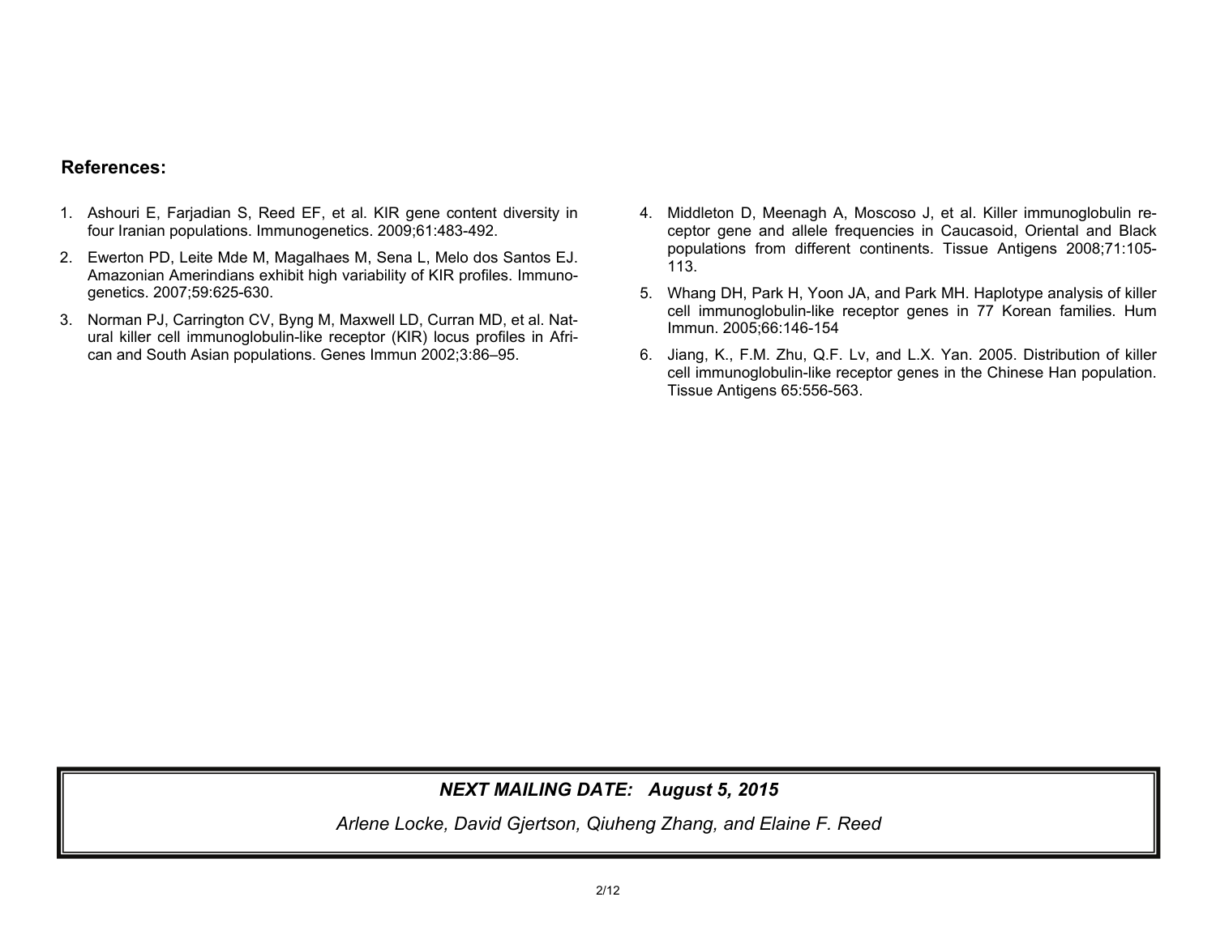## References:

1. Ashouri E, Farjadian S, Reed EF, et al. KIR gene content diversity in four Iranian populations. Immunogenetics. 2009;61:483-492.
2. Ewerton PD, Leite Mde M, Magalhaes M, Sena L, Melo dos Santos EJ. Amazonian Amerindians exhibit high variability of KIR profiles. Immunogenetics. 2007;59:625-630.
3. Norman PJ, Carrington CV, Byng M, Maxwell LD, Curran MD, et al. Natural killer cell immunoglobulin-like receptor (KIR) locus profiles in African and South Asian populations. Genes Immun 2002;3:86–95.
4. Middleton D, Meenagh A, Moscoso J, et al. Killer immunoglobulin receptor gene and allele frequencies in Caucasoid, Oriental and Black populations from different continents. Tissue Antigens 2008;71:105-113.
5. Whang DH, Park H, Yoon JA, and Park MH. Haplotype analysis of killer cell immunoglobulin-like receptor genes in 77 Korean families. Hum Immun. 2005;66:146-154
6. Jiang, K., F.M. Zhu, Q.F. Lv, and L.X. Yan. 2005. Distribution of killer cell immunoglobulin-like receptor genes in the Chinese Han population. Tissue Antigens 65:556-563.

***NEXT MAILING DATE: August 5, 2015***

*Arlene Locke, David Gjertson, Qiuheng Zhang, and Elaine F. Reed*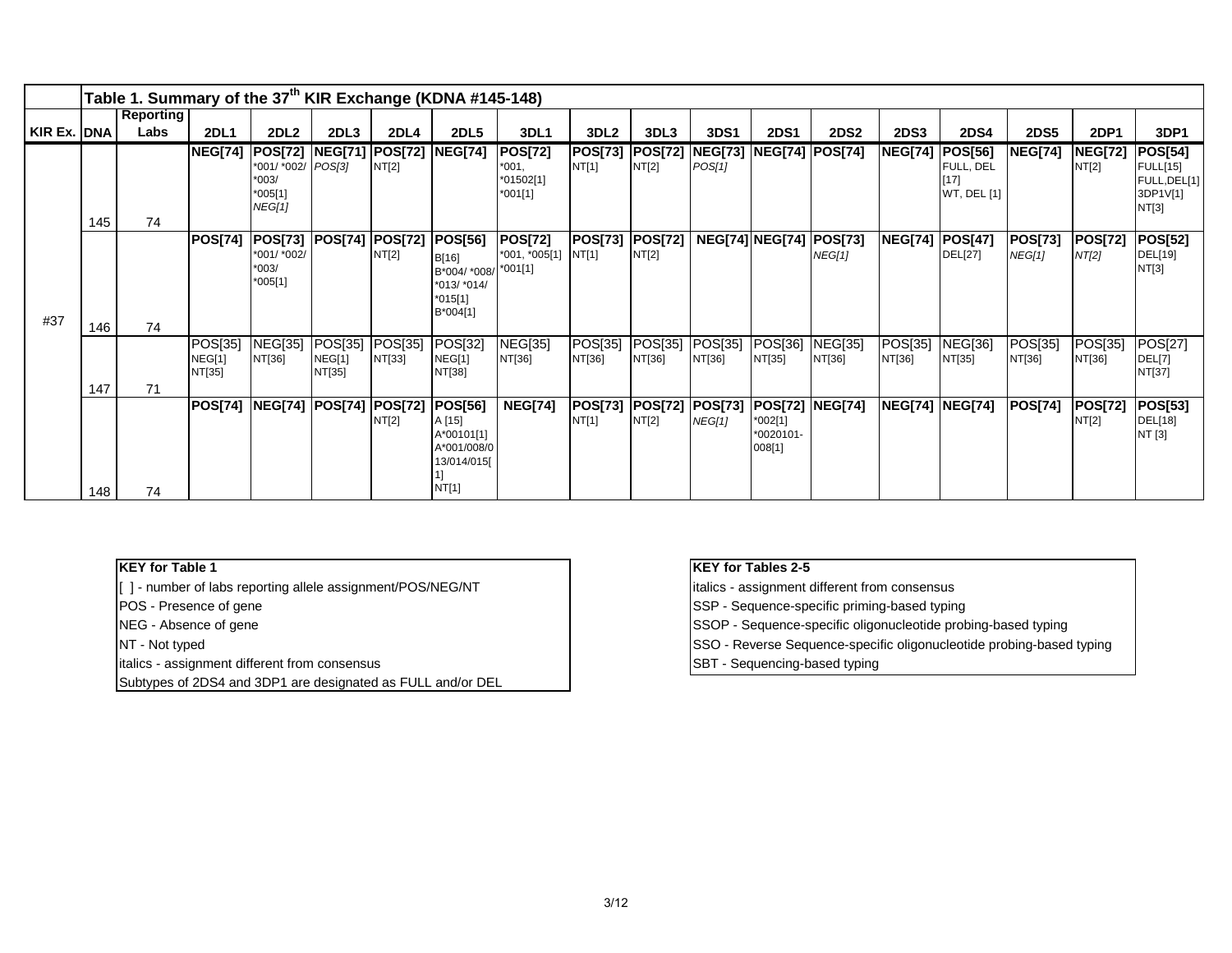| | Table 1. Summary of the 37th KIR Exchange (KDNA #145-148) | | | | | | | | | | | | | | | | | | |
|---|---|---|---|---|---|---|---|---|---|---|---|---|---|---|---|---|---|---|---|
| KIR Ex. | DNA | Reporting Labs | 2DL1 | 2DL2 | 2DL3 | 2DL4 | 2DL5 | 3DL1 | 3DL2 | 3DL3 | 3DS1 | 2DS1 | 2DS2 | 2DS3 | 2DS4 | 2DS5 | 2DP1 | 3DP1 |
| #37 | 145 | 74 | **NEG[74]** | **POS[72]** *001/ *002/ *003/ *005[1] *NEG[1]* | **NEG[71]** *POS[3]* | **POS[72]** NT[2] | **NEG[74]** | **POS[72]** *001, *01502[1] *001[1] | **POS[73]** NT[1] | **POS[72]** NT[2] | **NEG[73]** *POS[1]* | **NEG[74]** | **POS[74]** | **NEG[74]** | **POS[56]** FULL, DEL [17] WT, DEL [1] | **NEG[74]** | **NEG[72]** NT[2] | **POS[54]** FULL[15] FULL,DEL[1] 3DP1V[1] NT[3] |
| | 146 | 74 | **POS[74]** | **POS[73]** *001/ *002/ *003/ *005[1] | **POS[74]** | **POS[72]** NT[2] | **POS[56]** B[16] B*004/ *008/ *013/ *014/ *015[1] B*004[1] | **POS[72]** *001, *005[1] *001[1] | **POS[73]** NT[1] | **POS[72]** NT[2] | **NEG[74]** | **NEG[74]** | **POS[73]** *NEG[1]* | **NEG[74]** | **POS[47]** DEL[27] | **POS[73]** *NEG[1]* | **POS[72]** *NT[2]* | **POS[52]** DEL[19] NT[3] |
| | 147 | 71 | POS[35] NEG[1] NT[35] | NEG[35] NT[36] | POS[35] NEG[1] NT[35] | POS[35] NT[33] | POS[32] NEG[1] NT[38] | NEG[35] NT[36] | POS[35] NT[36] | POS[35] NT[36] | POS[35] NT[36] | POS[36] NT[35] | NEG[35] NT[36] | POS[35] NT[36] | NEG[36] NT[35] | POS[35] NT[36] | POS[35] NT[36] | POS[27] DEL[7] NT[37] |
| | 148 | 74 | **POS[74]** | **NEG[74]** | **POS[74]** | **POS[72]** NT[2] | **POS[56]** A [15] A*00101[1] A*001/008/013/014/015[1] NT[1] | **NEG[74]** | **POS[73]** NT[1] | **POS[72]** NT[2] | **POS[73]** *NEG[1]* | **POS[72]** *002[1] *0020101-008[1] | **NEG[74]** | **NEG[74]** | **NEG[74]** | **POS[74]** | **POS[72]** NT[2] | **POS[53]** DEL[18] NT [3] |

| KEY for Table 1 |
|---|
| [ ] - number of labs reporting allele assignment/POS/NEG/NT |
| POS - Presence of gene |
| NEG - Absence of gene |
| NT - Not typed |
| *italics - assignment different from consensus* |
| Subtypes of 2DS4 and 3DP1 are designated as FULL and/or DEL |

| KEY for Tables 2-5 |
|---|
| *italics - assignment different from consensus* |
| SSP - Sequence-specific priming-based typing |
| SSOP - Sequence-specific oligonucleotide probing-based typing |
| SSO - Reverse Sequence-specific oligonucleotide probing-based typing |
| SBT - Sequencing-based typing |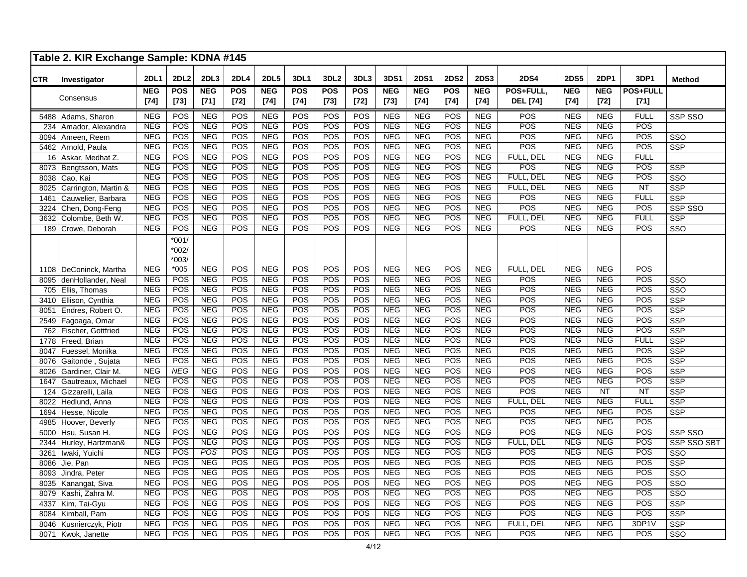## Table 2. KIR Exchange Sample: KDNA #145

| CTR | Investigator | 2DL1 | 2DL2 | 2DL3 | 2DL4 | 2DL5 | 3DL1 | 3DL2 | 3DL3 | 3DS1 | 2DS1 | 2DS2 | 2DS3 | 2DS4 | 2DS5 | 2DP1 | 3DP1 | Method |
|---|---|---|---|---|---|---|---|---|---|---|---|---|---|---|---|---|---|---|
| | Consensus | NEG [74] | POS [73] | NEG [71] | POS [72] | NEG [74] | POS [74] | POS [73] | POS [72] | NEG [73] | NEG [74] | POS [74] | NEG [74] | POS+FULL, DEL [74] | NEG [74] | NEG [72] | POS+FULL [71] | |
| 5488 | Adams, Sharon | NEG | POS | NEG | POS | NEG | POS | POS | POS | NEG | NEG | POS | NEG | POS | NEG | NEG | FULL | SSP SSO |
| 234 | Amador, Alexandra | NEG | POS | NEG | POS | NEG | POS | POS | POS | NEG | NEG | POS | NEG | POS | NEG | NEG | POS | |
| 8094 | Ameen, Reem | NEG | POS | NEG | POS | NEG | POS | POS | POS | NEG | NEG | POS | NEG | POS | NEG | NEG | POS | SSO |
| 5462 | Arnold, Paula | NEG | POS | NEG | POS | NEG | POS | POS | POS | NEG | NEG | POS | NEG | POS | NEG | NEG | POS | SSP |
| 16 | Askar, Medhat Z. | NEG | POS | NEG | POS | NEG | POS | POS | POS | NEG | NEG | POS | NEG | FULL, DEL | NEG | NEG | FULL | |
| 8073 | Bengtsson, Mats | NEG | POS | NEG | POS | NEG | POS | POS | POS | NEG | NEG | POS | NEG | POS | NEG | NEG | POS | SSP |
| 8038 | Cao, Kai | NEG | POS | NEG | POS | NEG | POS | POS | POS | NEG | NEG | POS | NEG | FULL, DEL | NEG | NEG | POS | SSO |
| 8025 | Carrington, Martin & | NEG | POS | NEG | POS | NEG | POS | POS | POS | NEG | NEG | POS | NEG | FULL, DEL | NEG | NEG | NT | SSP |
| 1461 | Cauwelier, Barbara | NEG | POS | NEG | POS | NEG | POS | POS | POS | NEG | NEG | POS | NEG | POS | NEG | NEG | FULL | SSP |
| 3224 | Chen, Dong-Feng | NEG | POS | NEG | POS | NEG | POS | POS | POS | NEG | NEG | POS | NEG | POS | NEG | NEG | POS | SSP SSO |
| 3632 | Colombe, Beth W. | NEG | POS | NEG | POS | NEG | POS | POS | POS | NEG | NEG | POS | NEG | FULL, DEL | NEG | NEG | FULL | SSP |
| 189 | Crowe, Deborah | NEG | POS | NEG | POS | NEG | POS | POS | POS | NEG | NEG | POS | NEG | POS | NEG | NEG | POS | SSO |
| 1108 | DeConinck, Martha | NEG | *001/ *002/ *003/ *005 | NEG | POS | NEG | POS | POS | POS | NEG | NEG | POS | NEG | FULL, DEL | NEG | NEG | POS | |
| 8095 | denHollander, Neal | NEG | POS | NEG | POS | NEG | POS | POS | POS | NEG | NEG | POS | NEG | POS | NEG | NEG | POS | SSO |
| 705 | Ellis, Thomas | NEG | POS | NEG | POS | NEG | POS | POS | POS | NEG | NEG | POS | NEG | POS | NEG | NEG | POS | SSO |
| 3410 | Ellison, Cynthia | NEG | POS | NEG | POS | NEG | POS | POS | POS | NEG | NEG | POS | NEG | POS | NEG | NEG | POS | SSP |
| 8051 | Endres, Robert O. | NEG | POS | NEG | POS | NEG | POS | POS | POS | NEG | NEG | POS | NEG | POS | NEG | NEG | POS | SSP |
| 2549 | Fagoaga, Omar | NEG | POS | NEG | POS | NEG | POS | POS | POS | NEG | NEG | POS | NEG | POS | NEG | NEG | POS | SSP |
| 762 | Fischer, Gottfried | NEG | POS | NEG | POS | NEG | POS | POS | POS | NEG | NEG | POS | NEG | POS | NEG | NEG | POS | SSP |
| 1778 | Freed, Brian | NEG | POS | NEG | POS | NEG | POS | POS | POS | NEG | NEG | POS | NEG | POS | NEG | NEG | FULL | SSP |
| 8047 | Fuessel, Monika | NEG | POS | NEG | POS | NEG | POS | POS | POS | NEG | NEG | POS | NEG | POS | NEG | NEG | POS | SSP |
| 8076 | Gaitonde , Sujata | NEG | POS | NEG | POS | NEG | POS | POS | POS | NEG | NEG | POS | NEG | POS | NEG | NEG | POS | SSP |
| 8026 | Gardiner, Clair M. | NEG | *NEG* | NEG | POS | NEG | POS | POS | POS | NEG | NEG | POS | NEG | POS | NEG | NEG | POS | SSP |
| 1647 | Gautreaux, Michael | NEG | POS | NEG | POS | NEG | POS | POS | POS | NEG | NEG | POS | NEG | POS | NEG | NEG | POS | SSP |
| 124 | Gizzarelli, Laila | NEG | POS | NEG | POS | NEG | POS | POS | POS | NEG | NEG | POS | NEG | POS | NEG | NT | NT | SSP |
| 8022 | Hedlund, Anna | NEG | POS | NEG | POS | NEG | POS | POS | POS | NEG | NEG | POS | NEG | FULL, DEL | NEG | NEG | FULL | SSP |
| 1694 | Hesse, Nicole | NEG | POS | NEG | POS | NEG | POS | POS | POS | NEG | NEG | POS | NEG | POS | NEG | NEG | POS | SSP |
| 4985 | Hoover, Beverly | NEG | POS | NEG | POS | NEG | POS | POS | POS | NEG | NEG | POS | NEG | POS | NEG | NEG | POS | |
| 5000 | Hsu, Susan H. | NEG | POS | NEG | POS | NEG | POS | POS | POS | NEG | NEG | POS | NEG | POS | NEG | NEG | POS | SSP SSO |
| 2344 | Hurley, Hartzman& | NEG | POS | NEG | POS | NEG | POS | POS | POS | NEG | NEG | POS | NEG | FULL, DEL | NEG | NEG | POS | SSP SSO SBT |
| 3261 | Iwaki, Yuichi | NEG | POS | *POS* | POS | NEG | POS | POS | POS | NEG | NEG | POS | NEG | POS | NEG | NEG | POS | SSO |
| 8086 | Jie, Pan | NEG | POS | NEG | POS | NEG | POS | POS | POS | NEG | NEG | POS | NEG | POS | NEG | NEG | POS | SSP |
| 8093 | Jindra, Peter | NEG | POS | NEG | POS | NEG | POS | POS | POS | NEG | NEG | POS | NEG | POS | NEG | NEG | POS | SSO |
| 8035 | Kanangat, Siva | NEG | POS | NEG | POS | NEG | POS | POS | POS | NEG | NEG | POS | NEG | POS | NEG | NEG | POS | SSO |
| 8079 | Kashi, Zahra M. | NEG | POS | NEG | POS | NEG | POS | POS | POS | NEG | NEG | POS | NEG | POS | NEG | NEG | POS | SSO |
| 4337 | Kim, Tai-Gyu | NEG | POS | NEG | POS | NEG | POS | POS | POS | NEG | NEG | POS | NEG | POS | NEG | NEG | POS | SSP |
| 8084 | Kimball, Pam | NEG | POS | NEG | POS | NEG | POS | POS | POS | NEG | NEG | POS | NEG | POS | NEG | NEG | POS | SSP |
| 8046 | Kusnierczyk, Piotr | NEG | POS | NEG | POS | NEG | POS | POS | POS | NEG | NEG | POS | NEG | FULL, DEL | NEG | NEG | 3DP1V | SSP |
| 8071 | Kwok, Janette | NEG | POS | NEG | POS | NEG | POS | POS | POS | NEG | NEG | POS | NEG | POS | NEG | NEG | POS | SSO |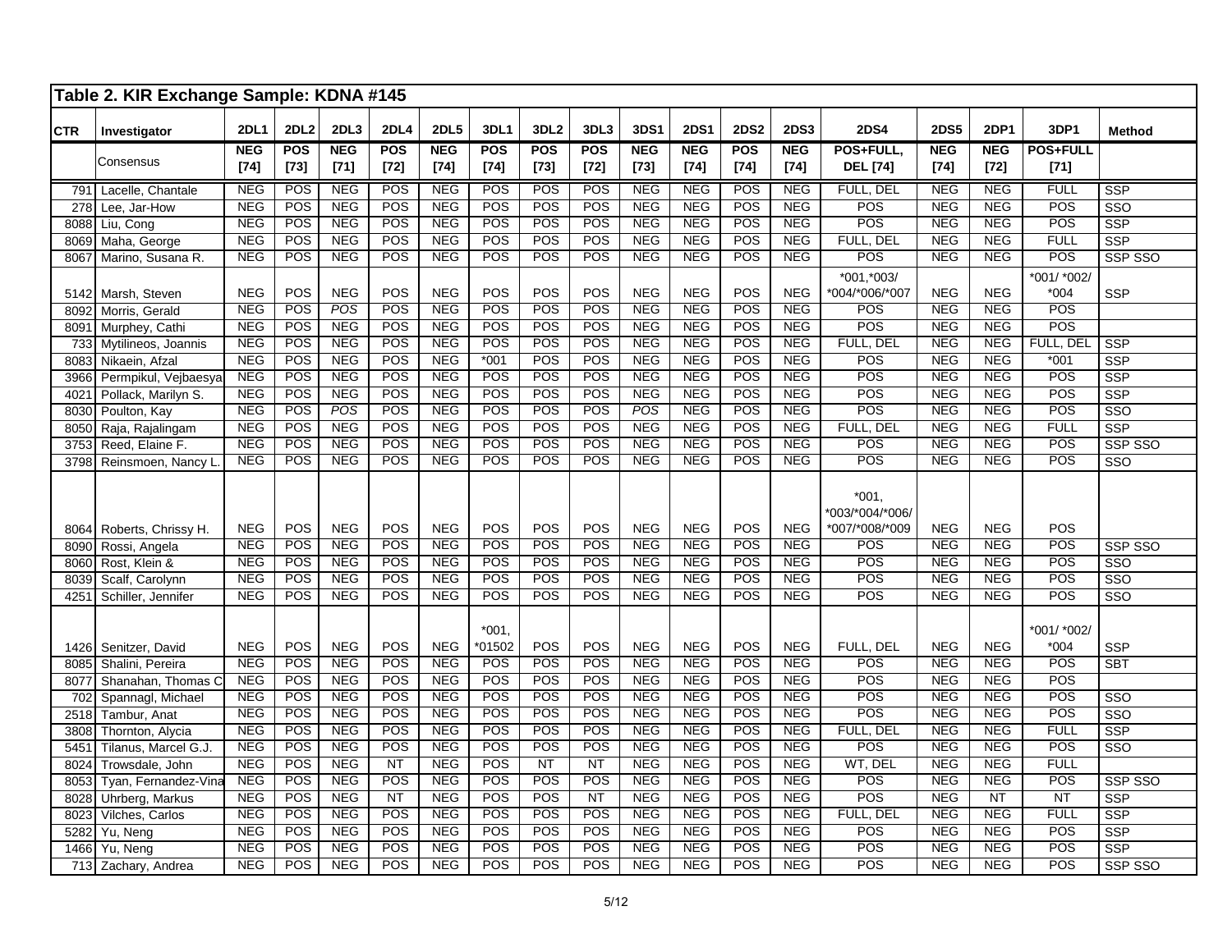## Table 2. KIR Exchange Sample: KDNA #145

| CTR | Investigator | 2DL1 | 2DL2 | 2DL3 | 2DL4 | 2DL5 | 3DL1 | 3DL2 | 3DL3 | 3DS1 | 2DS1 | 2DS2 | 2DS3 | 2DS4 | 2DS5 | 2DP1 | 3DP1 | Method |
|---|---|---|---|---|---|---|---|---|---|---|---|---|---|---|---|---|---|---|
| | Consensus | NEG [74] | POS [73] | NEG [71] | POS [72] | NEG [74] | POS [74] | POS [73] | POS [72] | NEG [73] | NEG [74] | POS [74] | NEG [74] | POS+FULL, DEL [74] | NEG [74] | NEG [72] | POS+FULL [71] | |
| 791 | Lacelle, Chantale | NEG | POS | NEG | POS | NEG | POS | POS | POS | NEG | NEG | POS | NEG | FULL, DEL | NEG | NEG | FULL | SSP |
| 278 | Lee, Jar-How | NEG | POS | NEG | POS | NEG | POS | POS | POS | NEG | NEG | POS | NEG | POS | NEG | NEG | POS | SSO |
| 8088 | Liu, Cong | NEG | POS | NEG | POS | NEG | POS | POS | POS | NEG | NEG | POS | NEG | POS | NEG | NEG | POS | SSP |
| 8069 | Maha, George | NEG | POS | NEG | POS | NEG | POS | POS | POS | NEG | NEG | POS | NEG | FULL, DEL | NEG | NEG | FULL | SSP |
| 8067 | Marino, Susana R. | NEG | POS | NEG | POS | NEG | POS | POS | POS | NEG | NEG | POS | NEG | POS | NEG | NEG | POS | SSP SSO |
| 5142 | Marsh, Steven | NEG | POS | NEG | POS | NEG | POS | POS | POS | NEG | NEG | POS | NEG | *001,*003/ *004/*006/*007 | NEG | NEG | *001/ *002/ *004 | SSP |
| 8092 | Morris, Gerald | NEG | POS | *POS* | POS | NEG | POS | POS | POS | NEG | NEG | POS | NEG | POS | NEG | NEG | POS | |
| 8091 | Murphey, Cathi | NEG | POS | NEG | POS | NEG | POS | POS | POS | NEG | NEG | POS | NEG | POS | NEG | NEG | POS | |
| 733 | Mytilineos, Joannis | NEG | POS | NEG | POS | NEG | POS | POS | POS | NEG | NEG | POS | NEG | FULL, DEL | NEG | NEG | FULL, DEL | SSP |
| 8083 | Nikaein, Afzal | NEG | POS | NEG | POS | NEG | *001 | POS | POS | NEG | NEG | POS | NEG | POS | NEG | NEG | *001 | SSP |
| 3966 | Permpikul, Vejbaesya | NEG | POS | NEG | POS | NEG | POS | POS | POS | NEG | NEG | POS | NEG | POS | NEG | NEG | POS | SSP |
| 4021 | Pollack, Marilyn S. | NEG | POS | NEG | POS | NEG | POS | POS | POS | NEG | NEG | POS | NEG | POS | NEG | NEG | POS | SSP |
| 8030 | Poulton, Kay | NEG | POS | *POS* | POS | NEG | POS | POS | POS | *POS* | NEG | POS | NEG | POS | NEG | NEG | POS | SSO |
| 8050 | Raja, Rajalingam | NEG | POS | NEG | POS | NEG | POS | POS | POS | NEG | NEG | POS | NEG | FULL, DEL | NEG | NEG | FULL | SSP |
| 3753 | Reed, Elaine F. | NEG | POS | NEG | POS | NEG | POS | POS | POS | NEG | NEG | POS | NEG | POS | NEG | NEG | POS | SSP SSO |
| 3798 | Reinsmoen, Nancy L. | NEG | POS | NEG | POS | NEG | POS | POS | POS | NEG | NEG | POS | NEG | POS | NEG | NEG | POS | SSO |
| 8064 | Roberts, Chrissy H. | NEG | POS | NEG | POS | NEG | POS | POS | POS | NEG | NEG | POS | NEG | *001, *003/*004/*006/ *007/*008/*009 | NEG | NEG | POS | |
| 8090 | Rossi, Angela | NEG | POS | NEG | POS | NEG | POS | POS | POS | NEG | NEG | POS | NEG | POS | NEG | NEG | POS | SSP SSO |
| 8060 | Rost, Klein & | NEG | POS | NEG | POS | NEG | POS | POS | POS | NEG | NEG | POS | NEG | POS | NEG | NEG | POS | SSO |
| 8039 | Scalf, Carolynn | NEG | POS | NEG | POS | NEG | POS | POS | POS | NEG | NEG | POS | NEG | POS | NEG | NEG | POS | SSO |
| 4251 | Schiller, Jennifer | NEG | POS | NEG | POS | NEG | POS | POS | POS | NEG | NEG | POS | NEG | POS | NEG | NEG | POS | SSO |
| 1426 | Senitzer, David | NEG | POS | NEG | POS | NEG | *001, *01502 | POS | POS | NEG | NEG | POS | NEG | FULL, DEL | NEG | NEG | *001/ *002/ *004 | SSP |
| 8085 | Shalini, Pereira | NEG | POS | NEG | POS | NEG | POS | POS | POS | NEG | NEG | POS | NEG | POS | NEG | NEG | POS | SBT |
| 8077 | Shanahan, Thomas C | NEG | POS | NEG | POS | NEG | POS | POS | POS | NEG | NEG | POS | NEG | POS | NEG | NEG | POS | |
| 702 | Spannagl, Michael | NEG | POS | NEG | POS | NEG | POS | POS | POS | NEG | NEG | POS | NEG | POS | NEG | NEG | POS | SSO |
| 2518 | Tambur, Anat | NEG | POS | NEG | POS | NEG | POS | POS | POS | NEG | NEG | POS | NEG | POS | NEG | NEG | POS | SSO |
| 3808 | Thornton, Alycia | NEG | POS | NEG | POS | NEG | POS | POS | POS | NEG | NEG | POS | NEG | FULL, DEL | NEG | NEG | FULL | SSP |
| 5451 | Tilanus, Marcel G.J. | NEG | POS | NEG | POS | NEG | POS | POS | POS | NEG | NEG | POS | NEG | POS | NEG | NEG | POS | SSO |
| 8024 | Trowsdale, John | NEG | POS | NEG | NT | NEG | POS | NT | NT | NEG | NEG | POS | NEG | WT, DEL | NEG | NEG | FULL | |
| 8053 | Tyan, Fernandez-Vina | NEG | POS | NEG | POS | NEG | POS | POS | POS | NEG | NEG | POS | NEG | POS | NEG | NEG | POS | SSP SSO |
| 8028 | Uhrberg, Markus | NEG | POS | NEG | NT | NEG | POS | POS | NT | NEG | NEG | POS | NEG | POS | NEG | NT | NT | SSP |
| 8023 | Vilches, Carlos | NEG | POS | NEG | POS | NEG | POS | POS | POS | NEG | NEG | POS | NEG | FULL, DEL | NEG | NEG | FULL | SSP |
| 5282 | Yu, Neng | NEG | POS | NEG | POS | NEG | POS | POS | POS | NEG | NEG | POS | NEG | POS | NEG | NEG | POS | SSP |
| 1466 | Yu, Neng | NEG | POS | NEG | POS | NEG | POS | POS | POS | NEG | NEG | POS | NEG | POS | NEG | NEG | POS | SSP |
| 713 | Zachary, Andrea | NEG | POS | NEG | POS | NEG | POS | POS | POS | NEG | NEG | POS | NEG | POS | NEG | NEG | POS | SSP SSO |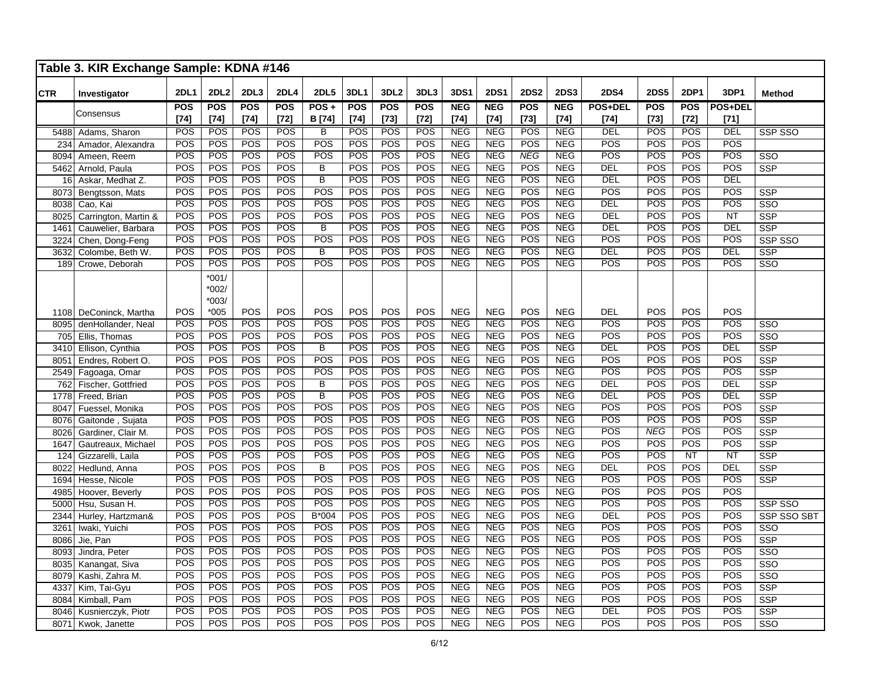## Table 3. KIR Exchange Sample: KDNA #146

| CTR | Investigator | 2DL1 | 2DL2 | 2DL3 | 2DL4 | 2DL5 | 3DL1 | 3DL2 | 3DL3 | 3DS1 | 2DS1 | 2DS2 | 2DS3 | 2DS4 | 2DS5 | 2DP1 | 3DP1 | Method |
|---|---|---|---|---|---|---|---|---|---|---|---|---|---|---|---|---|---|---|
| | Consensus | POS [74] | POS [74] | POS [74] | POS [72] | POS + B [74] | POS [74] | POS [73] | POS [72] | NEG [74] | NEG [74] | POS [73] | NEG [74] | POS+DEL [74] | POS [73] | POS [72] | POS+DEL [71] | |
| 5488 | Adams, Sharon | POS | POS | POS | POS | B | POS | POS | POS | NEG | NEG | POS | NEG | DEL | POS | POS | DEL | SSP SSO |
| 234 | Amador, Alexandra | POS | POS | POS | POS | POS | POS | POS | POS | NEG | NEG | POS | NEG | POS | POS | POS | POS | |
| 8094 | Ameen, Reem | POS | POS | POS | POS | POS | POS | POS | POS | NEG | NEG | *NEG* | NEG | POS | POS | POS | POS | SSO |
| 5462 | Arnold, Paula | POS | POS | POS | POS | B | POS | POS | POS | NEG | NEG | POS | NEG | DEL | POS | POS | POS | SSP |
| 16 | Askar, Medhat Z. | POS | POS | POS | POS | B | POS | POS | POS | NEG | NEG | POS | NEG | DEL | POS | POS | DEL | |
| 8073 | Bengtsson, Mats | POS | POS | POS | POS | POS | POS | POS | POS | NEG | NEG | POS | NEG | POS | POS | POS | POS | SSP |
| 8038 | Cao, Kai | POS | POS | POS | POS | POS | POS | POS | POS | NEG | NEG | POS | NEG | DEL | POS | POS | POS | SSO |
| 8025 | Carrington, Martin & | POS | POS | POS | POS | POS | POS | POS | POS | NEG | NEG | POS | NEG | DEL | POS | POS | NT | SSP |
| 1461 | Cauwelier, Barbara | POS | POS | POS | POS | B | POS | POS | POS | NEG | NEG | POS | NEG | DEL | POS | POS | DEL | SSP |
| 3224 | Chen, Dong-Feng | POS | POS | POS | POS | POS | POS | POS | POS | NEG | NEG | POS | NEG | POS | POS | POS | POS | SSP SSO |
| 3632 | Colombe, Beth W. | POS | POS | POS | POS | B | POS | POS | POS | NEG | NEG | POS | NEG | DEL | POS | POS | DEL | SSP |
| 189 | Crowe, Deborah | POS | POS | POS | POS | POS | POS | POS | POS | NEG | NEG | POS | NEG | POS | POS | POS | POS | SSO |
| 1108 | DeConinck, Martha | POS | *001/ *002/ *003/ *005 | POS | POS | POS | POS | POS | POS | NEG | NEG | POS | NEG | DEL | POS | POS | POS | |
| 8095 | denHollander, Neal | POS | POS | POS | POS | POS | POS | POS | POS | NEG | NEG | POS | NEG | POS | POS | POS | POS | SSO |
| 705 | Ellis, Thomas | POS | POS | POS | POS | POS | POS | POS | POS | NEG | NEG | POS | NEG | POS | POS | POS | POS | SSO |
| 3410 | Ellison, Cynthia | POS | POS | POS | POS | B | POS | POS | POS | NEG | NEG | POS | NEG | DEL | POS | POS | DEL | SSP |
| 8051 | Endres, Robert O. | POS | POS | POS | POS | POS | POS | POS | POS | NEG | NEG | POS | NEG | POS | POS | POS | POS | SSP |
| 2549 | Fagoaga, Omar | POS | POS | POS | POS | POS | POS | POS | POS | NEG | NEG | POS | NEG | POS | POS | POS | POS | SSP |
| 762 | Fischer, Gottfried | POS | POS | POS | POS | B | POS | POS | POS | NEG | NEG | POS | NEG | DEL | POS | POS | DEL | SSP |
| 1778 | Freed, Brian | POS | POS | POS | POS | B | POS | POS | POS | NEG | NEG | POS | NEG | DEL | POS | POS | DEL | SSP |
| 8047 | Fuessel, Monika | POS | POS | POS | POS | POS | POS | POS | POS | NEG | NEG | POS | NEG | POS | POS | POS | POS | SSP |
| 8076 | Gaitonde , Sujata | POS | POS | POS | POS | POS | POS | POS | POS | NEG | NEG | POS | NEG | POS | POS | POS | POS | SSP |
| 8026 | Gardiner, Clair M. | POS | POS | POS | POS | POS | POS | POS | POS | NEG | NEG | POS | NEG | POS | *NEG* | POS | POS | SSP |
| 1647 | Gautreaux, Michael | POS | POS | POS | POS | POS | POS | POS | POS | NEG | NEG | POS | NEG | POS | POS | POS | POS | SSP |
| 124 | Gizzarelli, Laila | POS | POS | POS | POS | POS | POS | POS | POS | NEG | NEG | POS | NEG | POS | POS | NT | NT | SSP |
| 8022 | Hedlund, Anna | POS | POS | POS | POS | B | POS | POS | POS | NEG | NEG | POS | NEG | DEL | POS | POS | DEL | SSP |
| 1694 | Hesse, Nicole | POS | POS | POS | POS | POS | POS | POS | POS | NEG | NEG | POS | NEG | POS | POS | POS | POS | SSP |
| 4985 | Hoover, Beverly | POS | POS | POS | POS | POS | POS | POS | POS | NEG | NEG | POS | NEG | POS | POS | POS | POS | |
| 5000 | Hsu, Susan H. | POS | POS | POS | POS | POS | POS | POS | POS | NEG | NEG | POS | NEG | POS | POS | POS | POS | SSP SSO |
| 2344 | Hurley, Hartzman& | POS | POS | POS | POS | B*004 | POS | POS | POS | NEG | NEG | POS | NEG | DEL | POS | POS | POS | SSP SSO SBT |
| 3261 | Iwaki, Yuichi | POS | POS | POS | POS | POS | POS | POS | POS | NEG | NEG | POS | NEG | POS | POS | POS | POS | SSO |
| 8086 | Jie, Pan | POS | POS | POS | POS | POS | POS | POS | POS | NEG | NEG | POS | NEG | POS | POS | POS | POS | SSP |
| 8093 | Jindra, Peter | POS | POS | POS | POS | POS | POS | POS | POS | NEG | NEG | POS | NEG | POS | POS | POS | POS | SSO |
| 8035 | Kanangat, Siva | POS | POS | POS | POS | POS | POS | POS | POS | NEG | NEG | POS | NEG | POS | POS | POS | POS | SSO |
| 8079 | Kashi, Zahra M. | POS | POS | POS | POS | POS | POS | POS | POS | NEG | NEG | POS | NEG | POS | POS | POS | POS | SSO |
| 4337 | Kim, Tai-Gyu | POS | POS | POS | POS | POS | POS | POS | POS | NEG | NEG | POS | NEG | POS | POS | POS | POS | SSP |
| 8084 | Kimball, Pam | POS | POS | POS | POS | POS | POS | POS | POS | NEG | NEG | POS | NEG | POS | POS | POS | POS | SSP |
| 8046 | Kusnierczyk, Piotr | POS | POS | POS | POS | POS | POS | POS | POS | NEG | NEG | POS | NEG | DEL | POS | POS | POS | SSP |
| 8071 | Kwok, Janette | POS | POS | POS | POS | POS | POS | POS | POS | NEG | NEG | POS | NEG | POS | POS | POS | POS | SSO |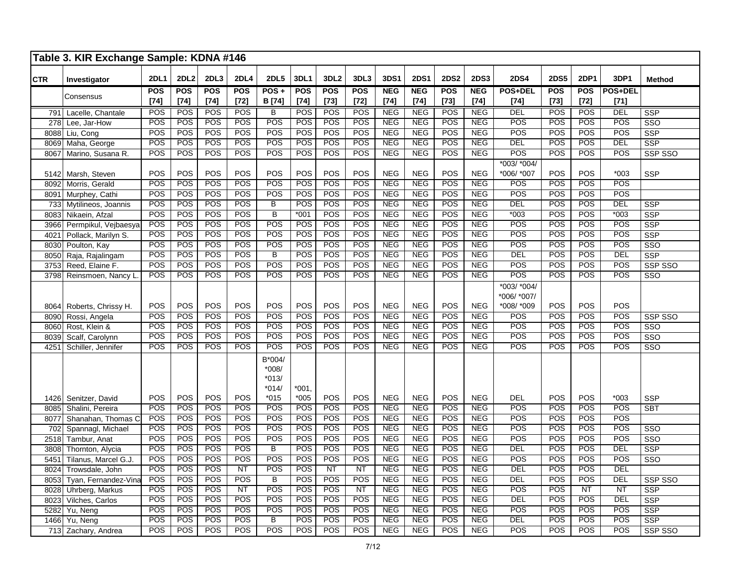## Table 3. KIR Exchange Sample: KDNA #146

| CTR | Investigator | 2DL1 | 2DL2 | 2DL3 | 2DL4 | 2DL5 | 3DL1 | 3DL2 | 3DL3 | 3DS1 | 2DS1 | 2DS2 | 2DS3 | 2DS4 | 2DS5 | 2DP1 | 3DP1 | Method |
|---|---|---|---|---|---|---|---|---|---|---|---|---|---|---|---|---|---|---|
| | Consensus | POS [74] | POS [74] | POS [74] | POS [72] | POS + B [74] | POS [74] | POS [73] | POS [72] | NEG [74] | NEG [74] | POS [73] | NEG [74] | POS+DEL [74] | POS [73] | POS [72] | POS+DEL [71] | |
| 791 | Lacelle, Chantale | POS | POS | POS | POS | B | POS | POS | POS | NEG | NEG | POS | NEG | DEL | POS | POS | DEL | SSP |
| 278 | Lee, Jar-How | POS | POS | POS | POS | POS | POS | POS | POS | NEG | NEG | POS | NEG | POS | POS | POS | POS | SSO |
| 8088 | Liu, Cong | POS | POS | POS | POS | POS | POS | POS | POS | NEG | NEG | POS | NEG | POS | POS | POS | POS | SSP |
| 8069 | Maha, George | POS | POS | POS | POS | POS | POS | POS | POS | NEG | NEG | POS | NEG | DEL | POS | POS | DEL | SSP |
| 8067 | Marino, Susana R. | POS | POS | POS | POS | POS | POS | POS | POS | NEG | NEG | POS | NEG | POS | POS | POS | POS | SSP SSO |
| 5142 | Marsh, Steven | POS | POS | POS | POS | POS | POS | POS | POS | NEG | NEG | POS | NEG | *003/ *004/ *006/ *007 | POS | POS | *003 | SSP |
| 8092 | Morris, Gerald | POS | POS | POS | POS | POS | POS | POS | POS | NEG | NEG | POS | NEG | POS | POS | POS | POS | |
| 8091 | Murphey, Cathi | POS | POS | POS | POS | POS | POS | POS | POS | NEG | NEG | POS | NEG | POS | POS | POS | POS | |
| 733 | Mytilineos, Joannis | POS | POS | POS | POS | B | POS | POS | POS | NEG | NEG | POS | NEG | DEL | POS | POS | DEL | SSP |
| 8083 | Nikaein, Afzal | POS | POS | POS | POS | B | *001 | POS | POS | NEG | NEG | POS | NEG | *003 | POS | POS | *003 | SSP |
| 3966 | Permpikul, Vejbaesya | POS | POS | POS | POS | POS | POS | POS | POS | NEG | NEG | POS | NEG | POS | POS | POS | POS | SSP |
| 4021 | Pollack, Marilyn S. | POS | POS | POS | POS | POS | POS | POS | POS | NEG | NEG | POS | NEG | POS | POS | POS | POS | SSP |
| 8030 | Poulton, Kay | POS | POS | POS | POS | POS | POS | POS | POS | NEG | NEG | POS | NEG | POS | POS | POS | POS | SSO |
| 8050 | Raja, Rajalingam | POS | POS | POS | POS | B | POS | POS | POS | NEG | NEG | POS | NEG | DEL | POS | POS | DEL | SSP |
| 3753 | Reed, Elaine F. | POS | POS | POS | POS | POS | POS | POS | POS | NEG | NEG | POS | NEG | POS | POS | POS | POS | SSP SSO |
| 3798 | Reinsmoen, Nancy L. | POS | POS | POS | POS | POS | POS | POS | POS | NEG | NEG | POS | NEG | POS | POS | POS | POS | SSO |
| 8064 | Roberts, Chrissy H. | POS | POS | POS | POS | POS | POS | POS | POS | NEG | NEG | POS | NEG | *003/ *004/ *006/ *007/ *008/ *009 | POS | POS | POS | |
| 8090 | Rossi, Angela | POS | POS | POS | POS | POS | POS | POS | POS | NEG | NEG | POS | NEG | POS | POS | POS | POS | SSP SSO |
| 8060 | Rost, Klein & | POS | POS | POS | POS | POS | POS | POS | POS | NEG | NEG | POS | NEG | POS | POS | POS | POS | SSO |
| 8039 | Scalf, Carolynn | POS | POS | POS | POS | POS | POS | POS | POS | NEG | NEG | POS | NEG | POS | POS | POS | POS | SSO |
| 4251 | Schiller, Jennifer | POS | POS | POS | POS | POS | POS | POS | POS | NEG | NEG | POS | NEG | POS | POS | POS | POS | SSO |
| 1426 | Senitzer, David | POS | POS | POS | POS | B*004/ *008/ *013/ *014/ *015 | *001, *005 | POS | POS | NEG | NEG | POS | NEG | DEL | POS | POS | *003 | SSP |
| 8085 | Shalini, Pereira | POS | POS | POS | POS | POS | POS | POS | POS | NEG | NEG | POS | NEG | POS | POS | POS | POS | SBT |
| 8077 | Shanahan, Thomas C | POS | POS | POS | POS | POS | POS | POS | POS | NEG | NEG | POS | NEG | POS | POS | POS | POS | |
| 702 | Spannagl, Michael | POS | POS | POS | POS | POS | POS | POS | POS | NEG | NEG | POS | NEG | POS | POS | POS | POS | SSO |
| 2518 | Tambur, Anat | POS | POS | POS | POS | POS | POS | POS | POS | NEG | NEG | POS | NEG | POS | POS | POS | POS | SSO |
| 3808 | Thornton, Alycia | POS | POS | POS | POS | B | POS | POS | POS | NEG | NEG | POS | NEG | DEL | POS | POS | DEL | SSP |
| 5451 | Tilanus, Marcel G.J. | POS | POS | POS | POS | POS | POS | POS | POS | NEG | NEG | POS | NEG | POS | POS | POS | POS | SSO |
| 8024 | Trowsdale, John | POS | POS | POS | NT | POS | POS | NT | NT | NEG | NEG | POS | NEG | DEL | POS | POS | DEL | |
| 8053 | Tyan, Fernandez-Vina | POS | POS | POS | POS | B | POS | POS | POS | NEG | NEG | POS | NEG | DEL | POS | POS | DEL | SSP SSO |
| 8028 | Uhrberg, Markus | POS | POS | POS | NT | POS | POS | POS | NT | NEG | NEG | POS | NEG | POS | POS | NT | NT | SSP |
| 8023 | Vilches, Carlos | POS | POS | POS | POS | POS | POS | POS | POS | NEG | NEG | POS | NEG | DEL | POS | POS | DEL | SSP |
| 5282 | Yu, Neng | POS | POS | POS | POS | POS | POS | POS | POS | NEG | NEG | POS | NEG | POS | POS | POS | POS | SSP |
| 1466 | Yu, Neng | POS | POS | POS | POS | B | POS | POS | POS | NEG | NEG | POS | NEG | DEL | POS | POS | POS | SSP |
| 713 | Zachary, Andrea | POS | POS | POS | POS | POS | POS | POS | POS | NEG | NEG | POS | NEG | POS | POS | POS | POS | SSP SSO |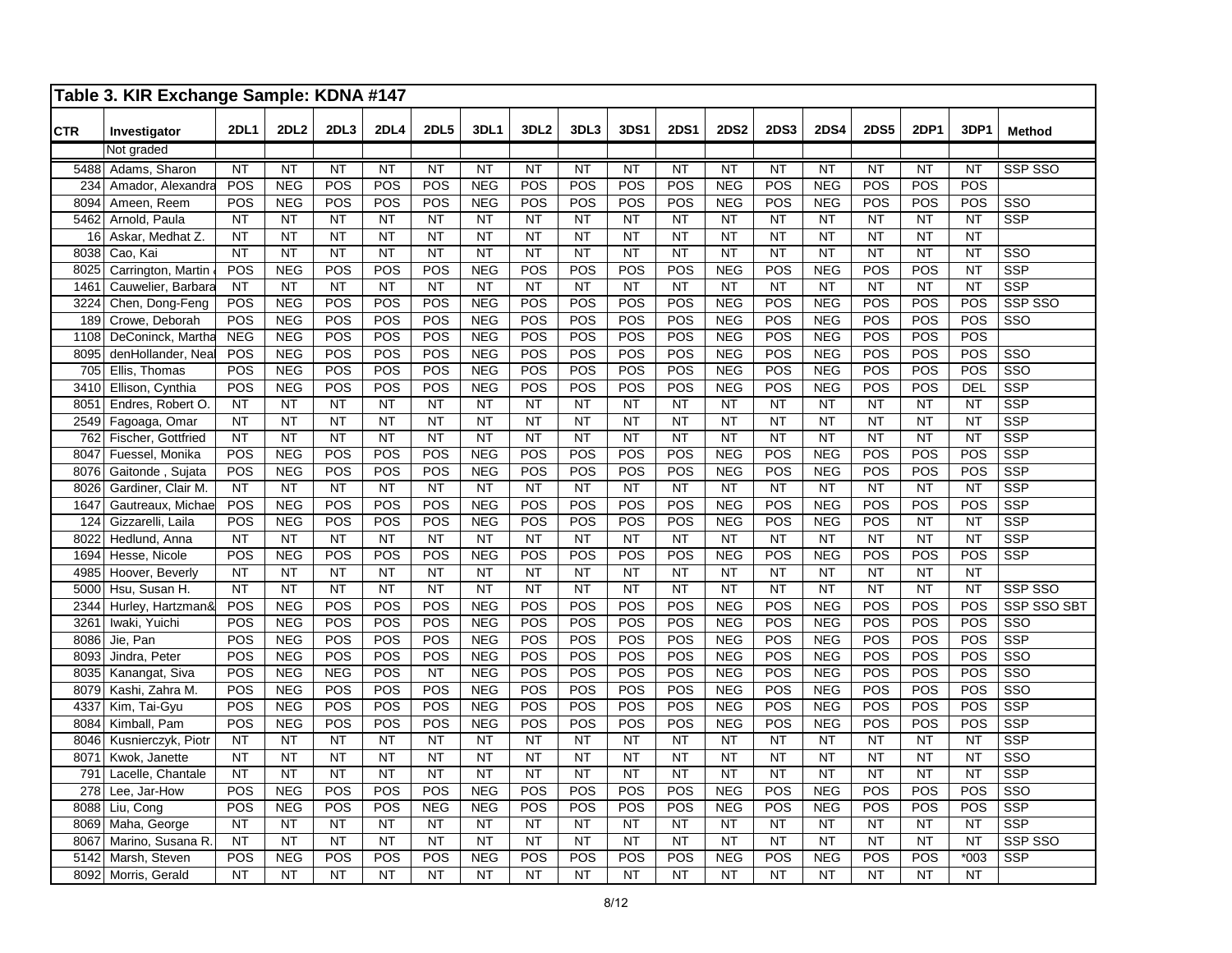## Table 3. KIR Exchange Sample: KDNA #147

| CTR | Investigator | 2DL1 | 2DL2 | 2DL3 | 2DL4 | 2DL5 | 3DL1 | 3DL2 | 3DL3 | 3DS1 | 2DS1 | 2DS2 | 2DS3 | 2DS4 | 2DS5 | 2DP1 | 3DP1 | Method |
|---|---|---|---|---|---|---|---|---|---|---|---|---|---|---|---|---|---|---|
| | Not graded | | | | | | | | | | | | | | | | | |
| 5488 | Adams, Sharon | NT | NT | NT | NT | NT | NT | NT | NT | NT | NT | NT | NT | NT | NT | NT | NT | SSP SSO |
| 234 | Amador, Alexandra | POS | NEG | POS | POS | POS | NEG | POS | POS | POS | POS | NEG | POS | NEG | POS | POS | POS | |
| 8094 | Ameen, Reem | POS | NEG | POS | POS | POS | NEG | POS | POS | POS | POS | NEG | POS | NEG | POS | POS | POS | SSO |
| 5462 | Arnold, Paula | NT | NT | NT | NT | NT | NT | NT | NT | NT | NT | NT | NT | NT | NT | NT | NT | SSP |
| 16 | Askar, Medhat Z. | NT | NT | NT | NT | NT | NT | NT | NT | NT | NT | NT | NT | NT | NT | NT | NT | |
| 8038 | Cao, Kai | NT | NT | NT | NT | NT | NT | NT | NT | NT | NT | NT | NT | NT | NT | NT | NT | SSO |
| 8025 | Carrington, Martin | POS | NEG | POS | POS | POS | NEG | POS | POS | POS | POS | NEG | POS | NEG | POS | POS | NT | SSP |
| 1461 | Cauwelier, Barbara | NT | NT | NT | NT | NT | NT | NT | NT | NT | NT | NT | NT | NT | NT | NT | NT | SSP |
| 3224 | Chen, Dong-Feng | POS | NEG | POS | POS | POS | NEG | POS | POS | POS | POS | NEG | POS | NEG | POS | POS | POS | SSP SSO |
| 189 | Crowe, Deborah | POS | NEG | POS | POS | POS | NEG | POS | POS | POS | POS | NEG | POS | NEG | POS | POS | POS | SSO |
| 1108 | DeConinck, Martha | NEG | NEG | POS | POS | POS | NEG | POS | POS | POS | POS | NEG | POS | NEG | POS | POS | POS | |
| 8095 | denHollander, Neal | POS | NEG | POS | POS | POS | NEG | POS | POS | POS | POS | NEG | POS | NEG | POS | POS | POS | SSO |
| 705 | Ellis, Thomas | POS | NEG | POS | POS | POS | NEG | POS | POS | POS | POS | NEG | POS | NEG | POS | POS | POS | SSO |
| 3410 | Ellison, Cynthia | POS | NEG | POS | POS | POS | NEG | POS | POS | POS | POS | NEG | POS | NEG | POS | POS | DEL | SSP |
| 8051 | Endres, Robert O. | NT | NT | NT | NT | NT | NT | NT | NT | NT | NT | NT | NT | NT | NT | NT | NT | SSP |
| 2549 | Fagoaga, Omar | NT | NT | NT | NT | NT | NT | NT | NT | NT | NT | NT | NT | NT | NT | NT | NT | SSP |
| 762 | Fischer, Gottfried | NT | NT | NT | NT | NT | NT | NT | NT | NT | NT | NT | NT | NT | NT | NT | NT | SSP |
| 8047 | Fuessel, Monika | POS | NEG | POS | POS | POS | NEG | POS | POS | POS | POS | NEG | POS | NEG | POS | POS | POS | SSP |
| 8076 | Gaitonde , Sujata | POS | NEG | POS | POS | POS | NEG | POS | POS | POS | POS | NEG | POS | NEG | POS | POS | POS | SSP |
| 8026 | Gardiner, Clair M. | NT | NT | NT | NT | NT | NT | NT | NT | NT | NT | NT | NT | NT | NT | NT | NT | SSP |
| 1647 | Gautreaux, Michael | POS | NEG | POS | POS | POS | NEG | POS | POS | POS | POS | NEG | POS | NEG | POS | POS | POS | SSP |
| 124 | Gizzarelli, Laila | POS | NEG | POS | POS | POS | NEG | POS | POS | POS | POS | NEG | POS | NEG | POS | NT | NT | SSP |
| 8022 | Hedlund, Anna | NT | NT | NT | NT | NT | NT | NT | NT | NT | NT | NT | NT | NT | NT | NT | NT | SSP |
| 1694 | Hesse, Nicole | POS | NEG | POS | POS | POS | NEG | POS | POS | POS | POS | NEG | POS | NEG | POS | POS | POS | SSP |
| 4985 | Hoover, Beverly | NT | NT | NT | NT | NT | NT | NT | NT | NT | NT | NT | NT | NT | NT | NT | NT | |
| 5000 | Hsu, Susan H. | NT | NT | NT | NT | NT | NT | NT | NT | NT | NT | NT | NT | NT | NT | NT | NT | SSP SSO |
| 2344 | Hurley, Hartzman& | POS | NEG | POS | POS | POS | NEG | POS | POS | POS | POS | NEG | POS | NEG | POS | POS | POS | SSP SSO SBT |
| 3261 | Iwaki, Yuichi | POS | NEG | POS | POS | POS | NEG | POS | POS | POS | POS | NEG | POS | NEG | POS | POS | POS | SSO |
| 8086 | Jie, Pan | POS | NEG | POS | POS | POS | NEG | POS | POS | POS | POS | NEG | POS | NEG | POS | POS | POS | SSP |
| 8093 | Jindra, Peter | POS | NEG | POS | POS | POS | NEG | POS | POS | POS | POS | NEG | POS | NEG | POS | POS | POS | SSO |
| 8035 | Kanangat, Siva | POS | NEG | NEG | POS | NT | NEG | POS | POS | POS | POS | NEG | POS | NEG | POS | POS | POS | SSO |
| 8079 | Kashi, Zahra M. | POS | NEG | POS | POS | POS | NEG | POS | POS | POS | POS | NEG | POS | NEG | POS | POS | POS | SSO |
| 4337 | Kim, Tai-Gyu | POS | NEG | POS | POS | POS | NEG | POS | POS | POS | POS | NEG | POS | NEG | POS | POS | POS | SSP |
| 8084 | Kimball, Pam | POS | NEG | POS | POS | POS | NEG | POS | POS | POS | POS | NEG | POS | NEG | POS | POS | POS | SSP |
| 8046 | Kusnierczyk, Piotr | NT | NT | NT | NT | NT | NT | NT | NT | NT | NT | NT | NT | NT | NT | NT | NT | SSP |
| 8071 | Kwok, Janette | NT | NT | NT | NT | NT | NT | NT | NT | NT | NT | NT | NT | NT | NT | NT | NT | SSO |
| 791 | Lacelle, Chantale | NT | NT | NT | NT | NT | NT | NT | NT | NT | NT | NT | NT | NT | NT | NT | NT | SSP |
| 278 | Lee, Jar-How | POS | NEG | POS | POS | POS | NEG | POS | POS | POS | POS | NEG | POS | NEG | POS | POS | POS | SSO |
| 8088 | Liu, Cong | POS | NEG | POS | POS | NEG | NEG | POS | POS | POS | POS | NEG | POS | NEG | POS | POS | POS | SSP |
| 8069 | Maha, George | NT | NT | NT | NT | NT | NT | NT | NT | NT | NT | NT | NT | NT | NT | NT | NT | SSP |
| 8067 | Marino, Susana R. | NT | NT | NT | NT | NT | NT | NT | NT | NT | NT | NT | NT | NT | NT | NT | NT | SSP SSO |
| 5142 | Marsh, Steven | POS | NEG | POS | POS | POS | NEG | POS | POS | POS | POS | NEG | POS | NEG | POS | POS | *003 | SSP |
| 8092 | Morris, Gerald | NT | NT | NT | NT | NT | NT | NT | NT | NT | NT | NT | NT | NT | NT | NT | NT | |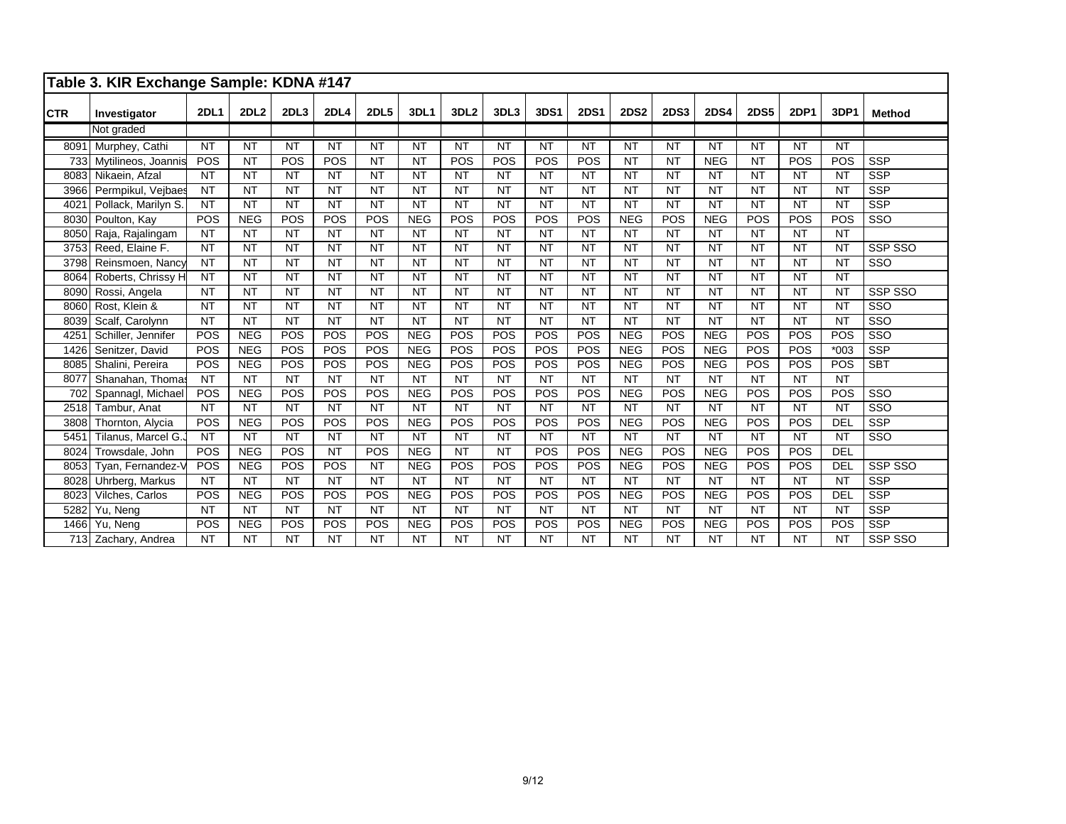## Table 3. KIR Exchange Sample: KDNA #147

| CTR | Investigator | 2DL1 | 2DL2 | 2DL3 | 2DL4 | 2DL5 | 3DL1 | 3DL2 | 3DL3 | 3DS1 | 2DS1 | 2DS2 | 2DS3 | 2DS4 | 2DS5 | 2DP1 | 3DP1 | Method |
|---|---|---|---|---|---|---|---|---|---|---|---|---|---|---|---|---|---|---|
| | Not graded | | | | | | | | | | | | | | | | | |
| 8091 | Murphey, Cathi | NT | NT | NT | NT | NT | NT | NT | NT | NT | NT | NT | NT | NT | NT | NT | NT | |
| 733 | Mytilineos, Joannis | POS | NT | POS | POS | NT | NT | POS | POS | POS | POS | NT | NT | NEG | NT | POS | POS | SSP |
| 8083 | Nikaein, Afzal | NT | NT | NT | NT | NT | NT | NT | NT | NT | NT | NT | NT | NT | NT | NT | NT | SSP |
| 3966 | Permpikul, Vejbaes | NT | NT | NT | NT | NT | NT | NT | NT | NT | NT | NT | NT | NT | NT | NT | NT | SSP |
| 4021 | Pollack, Marilyn S. | NT | NT | NT | NT | NT | NT | NT | NT | NT | NT | NT | NT | NT | NT | NT | NT | SSP |
| 8030 | Poulton, Kay | POS | NEG | POS | POS | POS | NEG | POS | POS | POS | POS | NEG | POS | NEG | POS | POS | POS | SSO |
| 8050 | Raja, Rajalingam | NT | NT | NT | NT | NT | NT | NT | NT | NT | NT | NT | NT | NT | NT | NT | NT | |
| 3753 | Reed, Elaine F. | NT | NT | NT | NT | NT | NT | NT | NT | NT | NT | NT | NT | NT | NT | NT | NT | SSP SSO |
| 3798 | Reinsmoen, Nancy | NT | NT | NT | NT | NT | NT | NT | NT | NT | NT | NT | NT | NT | NT | NT | NT | SSO |
| 8064 | Roberts, Chrissy H | NT | NT | NT | NT | NT | NT | NT | NT | NT | NT | NT | NT | NT | NT | NT | NT | |
| 8090 | Rossi, Angela | NT | NT | NT | NT | NT | NT | NT | NT | NT | NT | NT | NT | NT | NT | NT | NT | SSP SSO |
| 8060 | Rost, Klein & | NT | NT | NT | NT | NT | NT | NT | NT | NT | NT | NT | NT | NT | NT | NT | NT | SSO |
| 8039 | Scalf, Carolynn | NT | NT | NT | NT | NT | NT | NT | NT | NT | NT | NT | NT | NT | NT | NT | NT | SSO |
| 4251 | Schiller, Jennifer | POS | NEG | POS | POS | POS | NEG | POS | POS | POS | POS | NEG | POS | NEG | POS | POS | POS | SSO |
| 1426 | Senitzer, David | POS | NEG | POS | POS | POS | NEG | POS | POS | POS | POS | NEG | POS | NEG | POS | POS | *003 | SSP |
| 8085 | Shalini, Pereira | POS | NEG | POS | POS | POS | NEG | POS | POS | POS | POS | NEG | POS | NEG | POS | POS | POS | SBT |
| 8077 | Shanahan, Thomas | NT | NT | NT | NT | NT | NT | NT | NT | NT | NT | NT | NT | NT | NT | NT | NT | |
| 702 | Spannagl, Michael | POS | NEG | POS | POS | POS | NEG | POS | POS | POS | POS | NEG | POS | NEG | POS | POS | POS | SSO |
| 2518 | Tambur, Anat | NT | NT | NT | NT | NT | NT | NT | NT | NT | NT | NT | NT | NT | NT | NT | NT | SSO |
| 3808 | Thornton, Alycia | POS | NEG | POS | POS | POS | NEG | POS | POS | POS | POS | NEG | POS | NEG | POS | POS | DEL | SSP |
| 5451 | Tilanus, Marcel G.J | NT | NT | NT | NT | NT | NT | NT | NT | NT | NT | NT | NT | NT | NT | NT | NT | SSO |
| 8024 | Trowsdale, John | POS | NEG | POS | NT | POS | NEG | NT | NT | POS | POS | NEG | POS | NEG | POS | POS | DEL | |
| 8053 | Tyan, Fernandez-V | POS | NEG | POS | POS | NT | NEG | POS | POS | POS | POS | NEG | POS | NEG | POS | POS | DEL | SSP SSO |
| 8028 | Uhrberg, Markus | NT | NT | NT | NT | NT | NT | NT | NT | NT | NT | NT | NT | NT | NT | NT | NT | SSP |
| 8023 | Vilches, Carlos | POS | NEG | POS | POS | POS | NEG | POS | POS | POS | POS | NEG | POS | NEG | POS | POS | DEL | SSP |
| 5282 | Yu, Neng | NT | NT | NT | NT | NT | NT | NT | NT | NT | NT | NT | NT | NT | NT | NT | NT | SSP |
| 1466 | Yu, Neng | POS | NEG | POS | POS | POS | NEG | POS | POS | POS | POS | NEG | POS | NEG | POS | POS | POS | SSP |
| 713 | Zachary, Andrea | NT | NT | NT | NT | NT | NT | NT | NT | NT | NT | NT | NT | NT | NT | NT | NT | SSP SSO |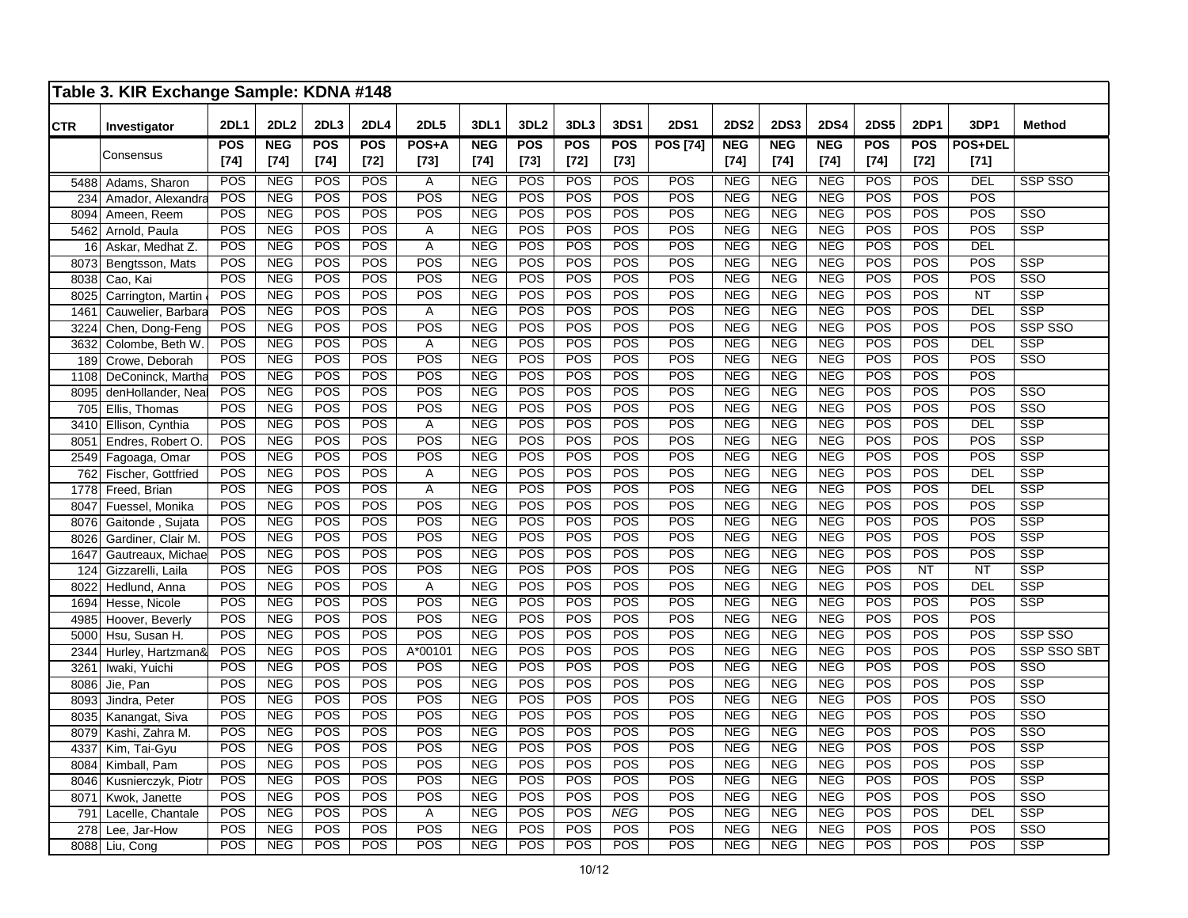## Table 3. KIR Exchange Sample: KDNA #148

| CTR | Investigator | 2DL1 | 2DL2 | 2DL3 | 2DL4 | 2DL5 | 3DL1 | 3DL2 | 3DL3 | 3DS1 | 2DS1 | 2DS2 | 2DS3 | 2DS4 | 2DS5 | 2DP1 | 3DP1 | Method |
|---|---|---|---|---|---|---|---|---|---|---|---|---|---|---|---|---|---|---|
| | Consensus | **POS [74]** | **NEG [74]** | **POS [74]** | **POS [72]** | **POS+A [73]** | **NEG [74]** | **POS [73]** | **POS [72]** | **POS [73]** | **POS [74]** | **NEG [74]** | **NEG [74]** | **NEG [74]** | **POS [74]** | **POS [72]** | **POS+DEL [71]** | |
| 5488 | Adams, Sharon | POS | NEG | POS | POS | A | NEG | POS | POS | POS | POS | NEG | NEG | NEG | POS | POS | DEL | SSP SSO |
| 234 | Amador, Alexandra | POS | NEG | POS | POS | POS | NEG | POS | POS | POS | POS | NEG | NEG | NEG | POS | POS | POS | |
| 8094 | Ameen, Reem | POS | NEG | POS | POS | POS | NEG | POS | POS | POS | POS | NEG | NEG | NEG | POS | POS | POS | SSO |
| 5462 | Arnold, Paula | POS | NEG | POS | POS | A | NEG | POS | POS | POS | POS | NEG | NEG | NEG | POS | POS | POS | SSP |
| 16 | Askar, Medhat Z. | POS | NEG | POS | POS | A | NEG | POS | POS | POS | POS | NEG | NEG | NEG | POS | POS | DEL | |
| 8073 | Bengtsson, Mats | POS | NEG | POS | POS | POS | NEG | POS | POS | POS | POS | NEG | NEG | NEG | POS | POS | POS | SSP |
| 8038 | Cao, Kai | POS | NEG | POS | POS | POS | NEG | POS | POS | POS | POS | NEG | NEG | NEG | POS | POS | POS | SSO |
| 8025 | Carrington, Martin | POS | NEG | POS | POS | POS | NEG | POS | POS | POS | POS | NEG | NEG | NEG | POS | POS | NT | SSP |
| 1461 | Cauwelier, Barbara | POS | NEG | POS | POS | A | NEG | POS | POS | POS | POS | NEG | NEG | NEG | POS | POS | DEL | SSP |
| 3224 | Chen, Dong-Feng | POS | NEG | POS | POS | POS | NEG | POS | POS | POS | POS | NEG | NEG | NEG | POS | POS | POS | SSP SSO |
| 3632 | Colombe, Beth W. | POS | NEG | POS | POS | A | NEG | POS | POS | POS | POS | NEG | NEG | NEG | POS | POS | DEL | SSP |
| 189 | Crowe, Deborah | POS | NEG | POS | POS | POS | NEG | POS | POS | POS | POS | NEG | NEG | NEG | POS | POS | POS | SSO |
| 1108 | DeConinck, Martha | POS | NEG | POS | POS | POS | NEG | POS | POS | POS | POS | NEG | NEG | NEG | POS | POS | POS | |
| 8095 | denHollander, Neal | POS | NEG | POS | POS | POS | NEG | POS | POS | POS | POS | NEG | NEG | NEG | POS | POS | POS | SSO |
| 705 | Ellis, Thomas | POS | NEG | POS | POS | POS | NEG | POS | POS | POS | POS | NEG | NEG | NEG | POS | POS | POS | SSO |
| 3410 | Ellison, Cynthia | POS | NEG | POS | POS | A | NEG | POS | POS | POS | POS | NEG | NEG | NEG | POS | POS | DEL | SSP |
| 8051 | Endres, Robert O. | POS | NEG | POS | POS | POS | NEG | POS | POS | POS | POS | NEG | NEG | NEG | POS | POS | POS | SSP |
| 2549 | Fagoaga, Omar | POS | NEG | POS | POS | POS | NEG | POS | POS | POS | POS | NEG | NEG | NEG | POS | POS | POS | SSP |
| 762 | Fischer, Gottfried | POS | NEG | POS | POS | A | NEG | POS | POS | POS | POS | NEG | NEG | NEG | POS | POS | DEL | SSP |
| 1778 | Freed, Brian | POS | NEG | POS | POS | A | NEG | POS | POS | POS | POS | NEG | NEG | NEG | POS | POS | DEL | SSP |
| 8047 | Fuessel, Monika | POS | NEG | POS | POS | POS | NEG | POS | POS | POS | POS | NEG | NEG | NEG | POS | POS | POS | SSP |
| 8076 | Gaitonde , Sujata | POS | NEG | POS | POS | POS | NEG | POS | POS | POS | POS | NEG | NEG | NEG | POS | POS | POS | SSP |
| 8026 | Gardiner, Clair M. | POS | NEG | POS | POS | POS | NEG | POS | POS | POS | POS | NEG | NEG | NEG | POS | POS | POS | SSP |
| 1647 | Gautreaux, Michael | POS | NEG | POS | POS | POS | NEG | POS | POS | POS | POS | NEG | NEG | NEG | POS | POS | POS | SSP |
| 124 | Gizzarelli, Laila | POS | NEG | POS | POS | POS | NEG | POS | POS | POS | POS | NEG | NEG | NEG | POS | NT | NT | SSP |
| 8022 | Hedlund, Anna | POS | NEG | POS | POS | A | NEG | POS | POS | POS | POS | NEG | NEG | NEG | POS | POS | DEL | SSP |
| 1694 | Hesse, Nicole | POS | NEG | POS | POS | POS | NEG | POS | POS | POS | POS | NEG | NEG | NEG | POS | POS | POS | SSP |
| 4985 | Hoover, Beverly | POS | NEG | POS | POS | POS | NEG | POS | POS | POS | POS | NEG | NEG | NEG | POS | POS | POS | |
| 5000 | Hsu, Susan H. | POS | NEG | POS | POS | POS | NEG | POS | POS | POS | POS | NEG | NEG | NEG | POS | POS | POS | SSP SSO |
| 2344 | Hurley, Hartzman& | POS | NEG | POS | POS | A*00101 | NEG | POS | POS | POS | POS | NEG | NEG | NEG | POS | POS | POS | SSP SSO SBT |
| 3261 | Iwaki, Yuichi | POS | NEG | POS | POS | POS | NEG | POS | POS | POS | POS | NEG | NEG | NEG | POS | POS | POS | SSO |
| 8086 | Jie, Pan | POS | NEG | POS | POS | POS | NEG | POS | POS | POS | POS | NEG | NEG | NEG | POS | POS | POS | SSP |
| 8093 | Jindra, Peter | POS | NEG | POS | POS | POS | NEG | POS | POS | POS | POS | NEG | NEG | NEG | POS | POS | POS | SSO |
| 8035 | Kanangat, Siva | POS | NEG | POS | POS | POS | NEG | POS | POS | POS | POS | NEG | NEG | NEG | POS | POS | POS | SSO |
| 8079 | Kashi, Zahra M. | POS | NEG | POS | POS | POS | NEG | POS | POS | POS | POS | NEG | NEG | NEG | POS | POS | POS | SSO |
| 4337 | Kim, Tai-Gyu | POS | NEG | POS | POS | POS | NEG | POS | POS | POS | POS | NEG | NEG | NEG | POS | POS | POS | SSP |
| 8084 | Kimball, Pam | POS | NEG | POS | POS | POS | NEG | POS | POS | POS | POS | NEG | NEG | NEG | POS | POS | POS | SSP |
| 8046 | Kusnierczyk, Piotr | POS | NEG | POS | POS | POS | NEG | POS | POS | POS | POS | NEG | NEG | NEG | POS | POS | POS | SSP |
| 8071 | Kwok, Janette | POS | NEG | POS | POS | POS | NEG | POS | POS | POS | POS | NEG | NEG | NEG | POS | POS | POS | SSO |
| 791 | Lacelle, Chantale | POS | NEG | POS | POS | A | NEG | POS | POS | *NEG* | POS | NEG | NEG | NEG | POS | POS | DEL | SSP |
| 278 | Lee, Jar-How | POS | NEG | POS | POS | POS | NEG | POS | POS | POS | POS | NEG | NEG | NEG | POS | POS | POS | SSO |
| 8088 | Liu, Cong | POS | NEG | POS | POS | POS | NEG | POS | POS | POS | POS | NEG | NEG | NEG | POS | POS | POS | SSP |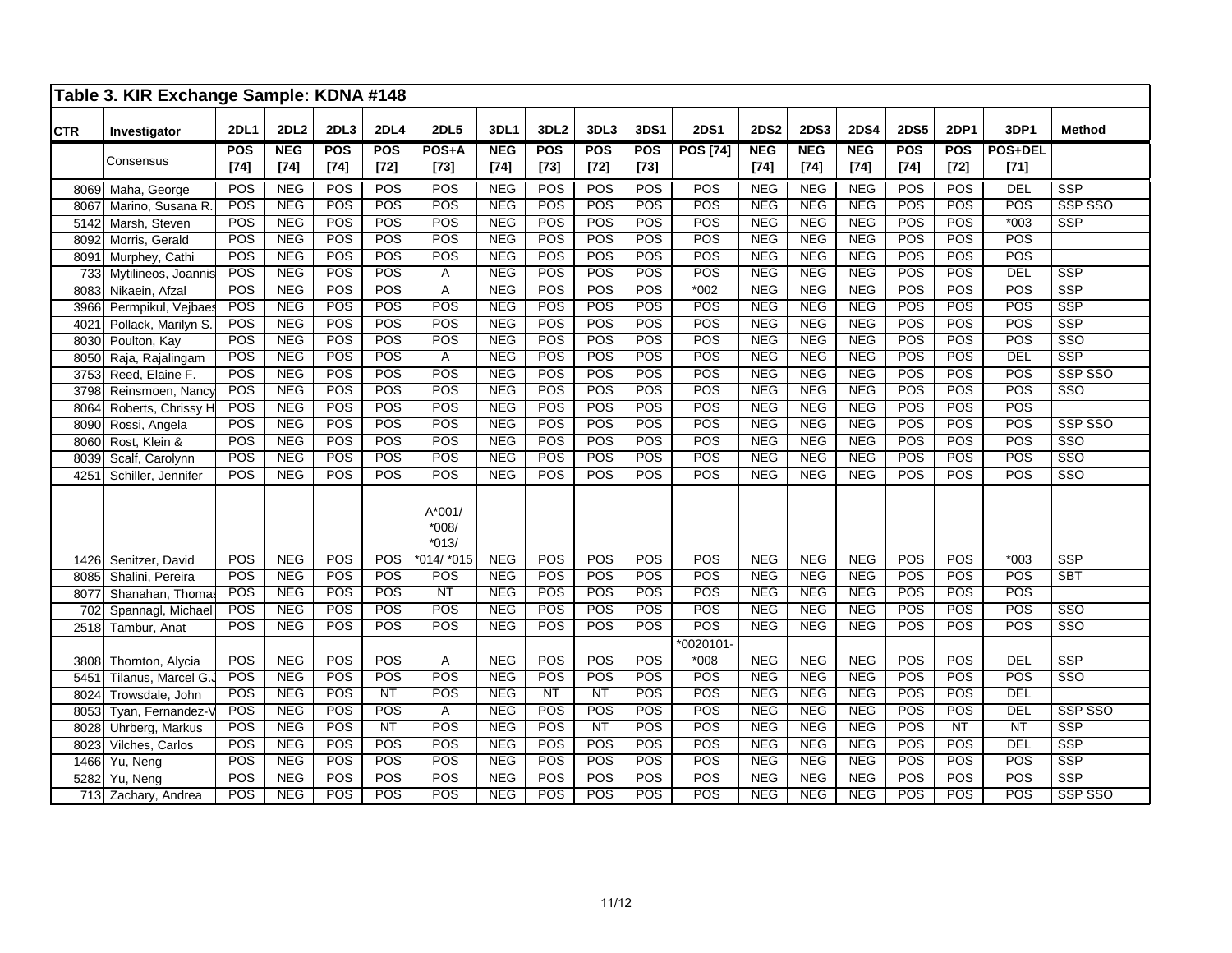## Table 3. KIR Exchange Sample: KDNA #148

| CTR | Investigator | 2DL1 | 2DL2 | 2DL3 | 2DL4 | 2DL5 | 3DL1 | 3DL2 | 3DL3 | 3DS1 | 2DS1 | 2DS2 | 2DS3 | 2DS4 | 2DS5 | 2DP1 | 3DP1 | Method |
|---|---|---|---|---|---|---|---|---|---|---|---|---|---|---|---|---|---|---|
| | Consensus | **POS [74]** | **NEG [74]** | **POS [74]** | **POS [72]** | **POS+A [73]** | **NEG [74]** | **POS [73]** | **POS [72]** | **POS [73]** | **POS [74]** | **NEG [74]** | **NEG [74]** | **NEG [74]** | **POS [74]** | **POS [72]** | **POS+DEL [71]** | |
| 8069 | Maha, George | POS | NEG | POS | POS | POS | NEG | POS | POS | POS | POS | NEG | NEG | NEG | POS | POS | DEL | SSP |
| 8067 | Marino, Susana R. | POS | NEG | POS | POS | POS | NEG | POS | POS | POS | POS | NEG | NEG | NEG | POS | POS | POS | SSP SSO |
| 5142 | Marsh, Steven | POS | NEG | POS | POS | POS | NEG | POS | POS | POS | POS | NEG | NEG | NEG | POS | POS | *003 | SSP |
| 8092 | Morris, Gerald | POS | NEG | POS | POS | POS | NEG | POS | POS | POS | POS | NEG | NEG | NEG | POS | POS | POS | |
| 8091 | Murphey, Cathi | POS | NEG | POS | POS | POS | NEG | POS | POS | POS | POS | NEG | NEG | NEG | POS | POS | POS | |
| 733 | Mytilineos, Joannis | POS | NEG | POS | POS | A | NEG | POS | POS | POS | POS | NEG | NEG | NEG | POS | POS | DEL | SSP |
| 8083 | Nikaein, Afzal | POS | NEG | POS | POS | A | NEG | POS | POS | POS | *002 | NEG | NEG | NEG | POS | POS | POS | SSP |
| 3966 | Permpikul, Vejbaes | POS | NEG | POS | POS | POS | NEG | POS | POS | POS | POS | NEG | NEG | NEG | POS | POS | POS | SSP |
| 4021 | Pollack, Marilyn S. | POS | NEG | POS | POS | POS | NEG | POS | POS | POS | POS | NEG | NEG | NEG | POS | POS | POS | SSP |
| 8030 | Poulton, Kay | POS | NEG | POS | POS | POS | NEG | POS | POS | POS | POS | NEG | NEG | NEG | POS | POS | POS | SSO |
| 8050 | Raja, Rajalingam | POS | NEG | POS | POS | A | NEG | POS | POS | POS | POS | NEG | NEG | NEG | POS | POS | DEL | SSP |
| 3753 | Reed, Elaine F. | POS | NEG | POS | POS | POS | NEG | POS | POS | POS | POS | NEG | NEG | NEG | POS | POS | POS | SSP SSO |
| 3798 | Reinsmoen, Nancy | POS | NEG | POS | POS | POS | NEG | POS | POS | POS | POS | NEG | NEG | NEG | POS | POS | POS | SSO |
| 8064 | Roberts, Chrissy H | POS | NEG | POS | POS | POS | NEG | POS | POS | POS | POS | NEG | NEG | NEG | POS | POS | POS | |
| 8090 | Rossi, Angela | POS | NEG | POS | POS | POS | NEG | POS | POS | POS | POS | NEG | NEG | NEG | POS | POS | POS | SSP SSO |
| 8060 | Rost, Klein & | POS | NEG | POS | POS | POS | NEG | POS | POS | POS | POS | NEG | NEG | NEG | POS | POS | POS | SSO |
| 8039 | Scalf, Carolynn | POS | NEG | POS | POS | POS | NEG | POS | POS | POS | POS | NEG | NEG | NEG | POS | POS | POS | SSO |
| 4251 | Schiller, Jennifer | POS | NEG | POS | POS | POS | NEG | POS | POS | POS | POS | NEG | NEG | NEG | POS | POS | POS | SSO |
| 1426 | Senitzer, David | POS | NEG | POS | POS | A*001/ *008/ *013/ *014/ *015 | NEG | POS | POS | POS | POS | NEG | NEG | NEG | POS | POS | *003 | SSP |
| 8085 | Shalini, Pereira | POS | NEG | POS | POS | POS | NEG | POS | POS | POS | POS | NEG | NEG | NEG | POS | POS | POS | SBT |
| 8077 | Shanahan, Thomas | POS | NEG | POS | POS | NT | NEG | POS | POS | POS | POS | NEG | NEG | NEG | POS | POS | POS | |
| 702 | Spannagl, Michael | POS | NEG | POS | POS | POS | NEG | POS | POS | POS | POS | NEG | NEG | NEG | POS | POS | POS | SSO |
| 2518 | Tambur, Anat | POS | NEG | POS | POS | POS | NEG | POS | POS | POS | POS | NEG | NEG | NEG | POS | POS | POS | SSO |
| 3808 | Thornton, Alycia | POS | NEG | POS | POS | A | NEG | POS | POS | POS | *0020101- *008 | NEG | NEG | NEG | POS | POS | DEL | SSP |
| 5451 | Tilanus, Marcel G.J | POS | NEG | POS | POS | POS | NEG | POS | POS | POS | POS | NEG | NEG | NEG | POS | POS | POS | SSO |
| 8024 | Trowsdale, John | POS | NEG | POS | NT | POS | NEG | NT | NT | POS | POS | NEG | NEG | NEG | POS | POS | DEL | |
| 8053 | Tyan, Fernandez-V | POS | NEG | POS | POS | A | NEG | POS | POS | POS | POS | NEG | NEG | NEG | POS | POS | DEL | SSP SSO |
| 8028 | Uhrberg, Markus | POS | NEG | POS | NT | POS | NEG | POS | NT | POS | POS | NEG | NEG | NEG | POS | NT | NT | SSP |
| 8023 | Vilches, Carlos | POS | NEG | POS | POS | POS | NEG | POS | POS | POS | POS | NEG | NEG | NEG | POS | POS | DEL | SSP |
| 1466 | Yu, Neng | POS | NEG | POS | POS | POS | NEG | POS | POS | POS | POS | NEG | NEG | NEG | POS | POS | POS | SSP |
| 5282 | Yu, Neng | POS | NEG | POS | POS | POS | NEG | POS | POS | POS | POS | NEG | NEG | NEG | POS | POS | POS | SSP |
| 713 | Zachary, Andrea | POS | NEG | POS | POS | POS | NEG | POS | POS | POS | POS | NEG | NEG | NEG | POS | POS | POS | SSP SSO |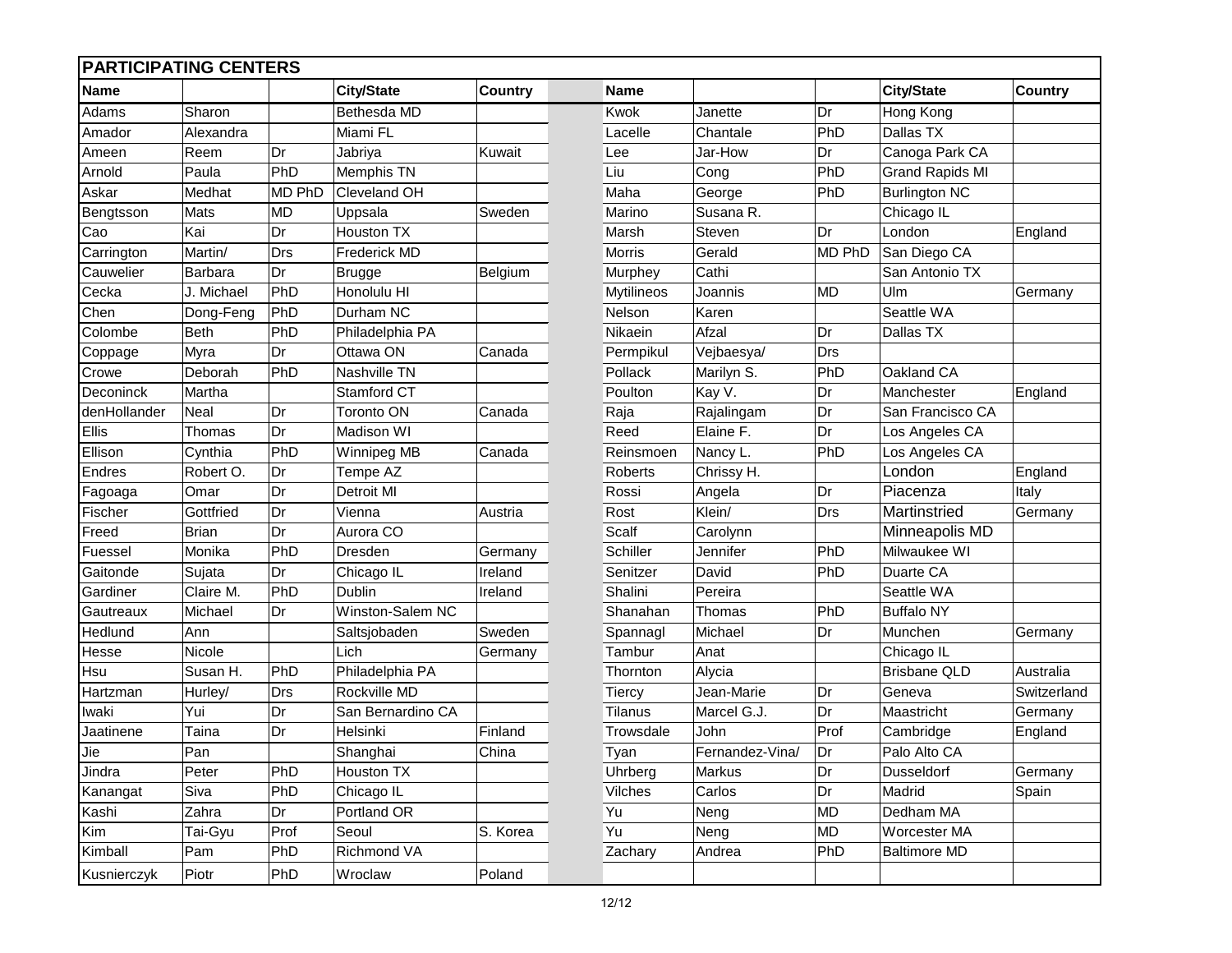## PARTICIPATING CENTERS

| Name | | | City/State | Country | Name | | | City/State | Country |
|---|---|---|---|---|---|---|---|---|---|
| Adams | Sharon | | Bethesda MD | | Kwok | Janette | Dr | Hong Kong | |
| Amador | Alexandra | | Miami FL | | Lacelle | Chantale | PhD | Dallas TX | |
| Ameen | Reem | Dr | Jabriya | Kuwait | Lee | Jar-How | Dr | Canoga Park CA | |
| Arnold | Paula | PhD | Memphis TN | | Liu | Cong | PhD | Grand Rapids MI | |
| Askar | Medhat | MD PhD | Cleveland OH | | Maha | George | PhD | Burlington NC | |
| Bengtsson | Mats | MD | Uppsala | Sweden | Marino | Susana R. | | Chicago IL | |
| Cao | Kai | Dr | Houston TX | | Marsh | Steven | Dr | London | England |
| Carrington | Martin/ | Drs | Frederick MD | | Morris | Gerald | MD PhD | San Diego CA | |
| Cauwelier | Barbara | Dr | Brugge | Belgium | Murphey | Cathi | | San Antonio TX | |
| Cecka | J. Michael | PhD | Honolulu HI | | Mytilineos | Joannis | MD | Ulm | Germany |
| Chen | Dong-Feng | PhD | Durham NC | | Nelson | Karen | | Seattle WA | |
| Colombe | Beth | PhD | Philadelphia PA | | Nikaein | Afzal | Dr | Dallas TX | |
| Coppage | Myra | Dr | Ottawa ON | Canada | Permpikul | Vejbaesya/ | Drs | | |
| Crowe | Deborah | PhD | Nashville TN | | Pollack | Marilyn S. | PhD | Oakland CA | |
| Deconinck | Martha | | Stamford CT | | Poulton | Kay V. | Dr | Manchester | England |
| denHollander | Neal | Dr | Toronto ON | Canada | Raja | Rajalingam | Dr | San Francisco CA | |
| Ellis | Thomas | Dr | Madison WI | | Reed | Elaine F. | Dr | Los Angeles CA | |
| Ellison | Cynthia | PhD | Winnipeg MB | Canada | Reinsmoen | Nancy L. | PhD | Los Angeles CA | |
| Endres | Robert O. | Dr | Tempe AZ | | Roberts | Chrissy H. | | London | England |
| Fagoaga | Omar | Dr | Detroit MI | | Rossi | Angela | Dr | Piacenza | Italy |
| Fischer | Gottfried | Dr | Vienna | Austria | Rost | Klein/ | Drs | Martinstried | Germany |
| Freed | Brian | Dr | Aurora CO | | Scalf | Carolynn | | Minneapolis MD | |
| Fuessel | Monika | PhD | Dresden | Germany | Schiller | Jennifer | PhD | Milwaukee WI | |
| Gaitonde | Sujata | Dr | Chicago IL | Ireland | Senitzer | David | PhD | Duarte CA | |
| Gardiner | Claire M. | PhD | Dublin | Ireland | Shalini | Pereira | | Seattle WA | |
| Gautreaux | Michael | Dr | Winston-Salem NC | | Shanahan | Thomas | PhD | Buffalo NY | |
| Hedlund | Ann | | Saltsjobaden | Sweden | Spannagl | Michael | Dr | Munchen | Germany |
| Hesse | Nicole | | Lich | Germany | Tambur | Anat | | Chicago IL | |
| Hsu | Susan H. | PhD | Philadelphia PA | | Thornton | Alycia | | Brisbane QLD | Australia |
| Hartzman | Hurley/ | Drs | Rockville MD | | Tiercy | Jean-Marie | Dr | Geneva | Switzerland |
| Iwaki | Yui | Dr | San Bernardino CA | | Tilanus | Marcel G.J. | Dr | Maastricht | Germany |
| Jaatinene | Taina | Dr | Helsinki | Finland | Trowsdale | John | Prof | Cambridge | England |
| Jie | Pan | | Shanghai | China | Tyan | Fernandez-Vina/ | Dr | Palo Alto CA | |
| Jindra | Peter | PhD | Houston TX | | Uhrberg | Markus | Dr | Dusseldorf | Germany |
| Kanangat | Siva | PhD | Chicago IL | | Vilches | Carlos | Dr | Madrid | Spain |
| Kashi | Zahra | Dr | Portland OR | | Yu | Neng | MD | Dedham MA | |
| Kim | Tai-Gyu | Prof | Seoul | S. Korea | Yu | Neng | MD | Worcester MA | |
| Kimball | Pam | PhD | Richmond VA | | Zachary | Andrea | PhD | Baltimore MD | |
| Kusnierczyk | Piotr | PhD | Wroclaw | Poland | | | | | |